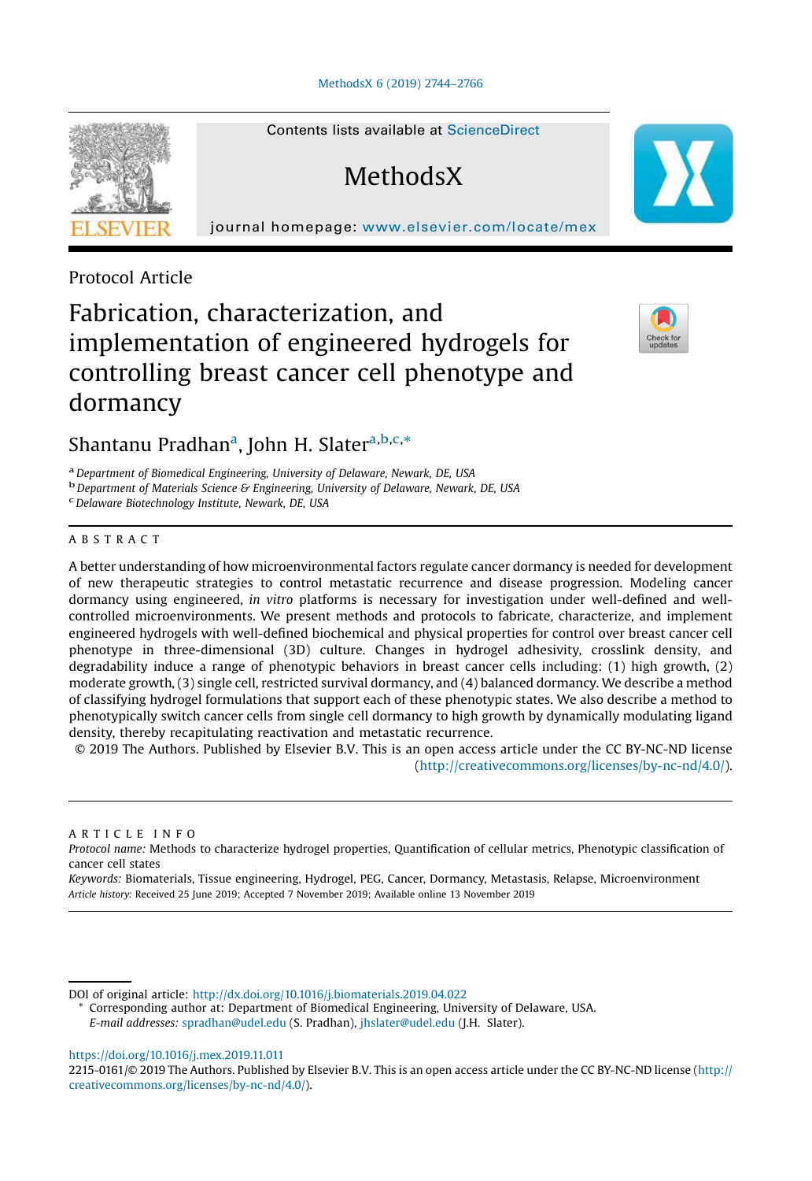Protocol Article

# Fabrication, characterization, and implementation of engineered hydrogels for controlling breast cancer cell phenotype and dormancy

Shantanu Pradhan[a], John H. Slater[a,b,c,*]

[a] Department of Biomedical Engineering, University of Delaware, Newark, DE, USA
[b] Department of Materials Science & Engineering, University of Delaware, Newark, DE, USA
[c] Delaware Biotechnology Institute, Newark, DE, USA

## ABSTRACT

A better understanding of how microenvironmental factors regulate cancer dormancy is needed for development of new therapeutic strategies to control metastatic recurrence and disease progression. Modeling cancer dormancy using engineered, *in vitro* platforms is necessary for investigation under well-defined and well-controlled microenvironments. We present methods and protocols to fabricate, characterize, and implement engineered hydrogels with well-defined biochemical and physical properties for control over breast cancer cell phenotype in three-dimensional (3D) culture. Changes in hydrogel adhesivity, crosslink density, and degradability induce a range of phenotypic behaviors in breast cancer cells including: (1) high growth, (2) moderate growth, (3) single cell, restricted survival dormancy, and (4) balanced dormancy. We describe a method of classifying hydrogel formulations that support each of these phenotypic states. We also describe a method to phenotypically switch cancer cells from single cell dormancy to high growth by dynamically modulating ligand density, thereby recapitulating reactivation and metastatic recurrence.

© 2019 The Authors. Published by Elsevier B.V. This is an open access article under the CC BY-NC-ND license (http://creativecommons.org/licenses/by-nc-nd/4.0/).

## ARTICLE INFO

*Protocol name:* Methods to characterize hydrogel properties, Quantification of cellular metrics, Phenotypic classification of cancer cell states

*Keywords:* Biomaterials, Tissue engineering, Hydrogel, PEG, Cancer, Dormancy, Metastasis, Relapse, Microenvironment

*Article history:* Received 25 June 2019; Accepted 7 November 2019; Available online 13 November 2019

DOI of original article: http://dx.doi.org/10.1016/j.biomaterials.2019.04.022

\* Corresponding author at: Department of Biomedical Engineering, University of Delaware, USA.
*E-mail addresses:* spradhan@udel.edu (S. Pradhan), jhslater@udel.edu (J.H. Slater).

https://doi.org/10.1016/j.mex.2019.11.011

2215-0161/© 2019 The Authors. Published by Elsevier B.V. This is an open access article under the CC BY-NC-ND license (http://creativecommons.org/licenses/by-nc-nd/4.0/).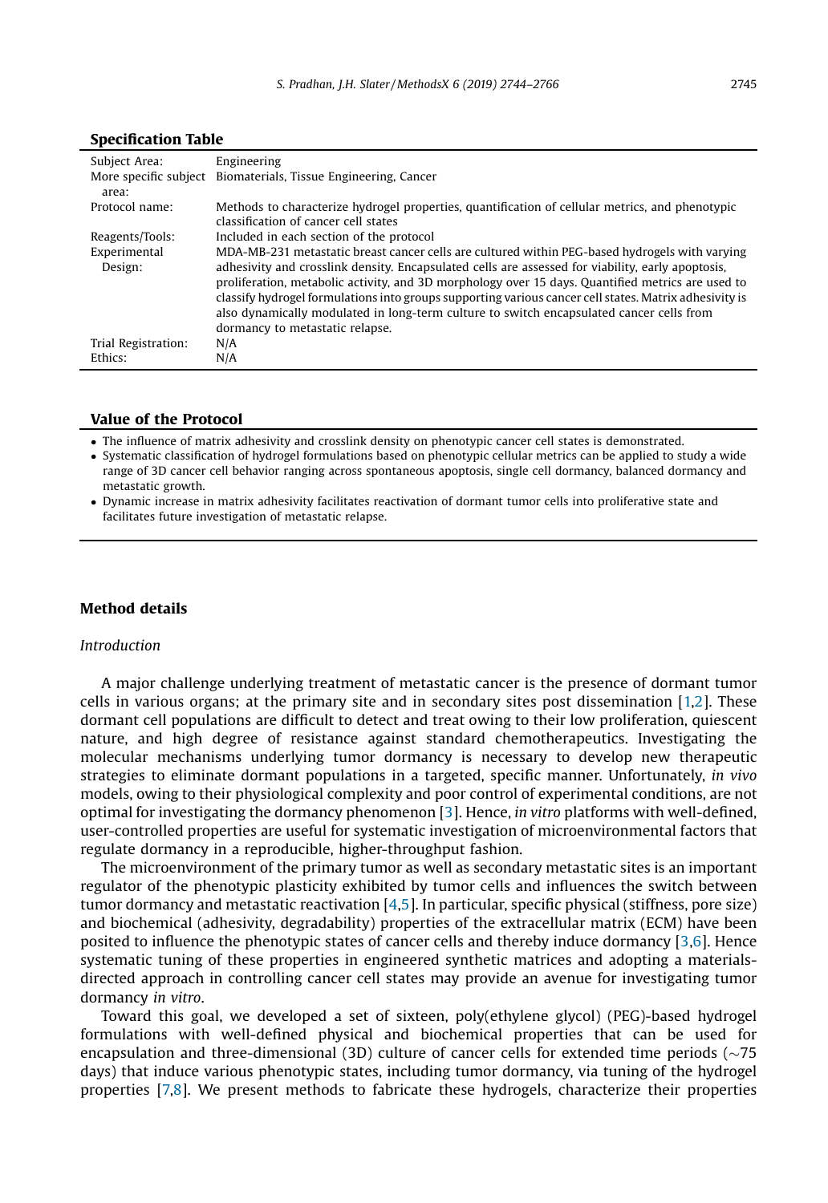## Specification Table

| | |
|---|---|
| Subject Area: | Engineering |
| More specific subject area: | Biomaterials, Tissue Engineering, Cancer |
| Protocol name: | Methods to characterize hydrogel properties, quantification of cellular metrics, and phenotypic classification of cancer cell states |
| Reagents/Tools: | Included in each section of the protocol |
| Experimental Design: | MDA-MB-231 metastatic breast cancer cells are cultured within PEG-based hydrogels with varying adhesivity and crosslink density. Encapsulated cells are assessed for viability, early apoptosis, proliferation, metabolic activity, and 3D morphology over 15 days. Quantified metrics are used to classify hydrogel formulations into groups supporting various cancer cell states. Matrix adhesivity is also dynamically modulated in long-term culture to switch encapsulated cancer cells from dormancy to metastatic relapse. |
| Trial Registration: | N/A |
| Ethics: | N/A |

## Value of the Protocol

- The influence of matrix adhesivity and crosslink density on phenotypic cancer cell states is demonstrated.
- Systematic classification of hydrogel formulations based on phenotypic cellular metrics can be applied to study a wide range of 3D cancer cell behavior ranging across spontaneous apoptosis, single cell dormancy, balanced dormancy and metastatic growth.
- Dynamic increase in matrix adhesivity facilitates reactivation of dormant tumor cells into proliferative state and facilitates future investigation of metastatic relapse.

## Method details

### *Introduction*

A major challenge underlying treatment of metastatic cancer is the presence of dormant tumor cells in various organs; at the primary site and in secondary sites post dissemination [1,2]. These dormant cell populations are difficult to detect and treat owing to their low proliferation, quiescent nature, and high degree of resistance against standard chemotherapeutics. Investigating the molecular mechanisms underlying tumor dormancy is necessary to develop new therapeutic strategies to eliminate dormant populations in a targeted, specific manner. Unfortunately, *in vivo* models, owing to their physiological complexity and poor control of experimental conditions, are not optimal for investigating the dormancy phenomenon [3]. Hence, *in vitro* platforms with well-defined, user-controlled properties are useful for systematic investigation of microenvironmental factors that regulate dormancy in a reproducible, higher-throughput fashion.

The microenvironment of the primary tumor as well as secondary metastatic sites is an important regulator of the phenotypic plasticity exhibited by tumor cells and influences the switch between tumor dormancy and metastatic reactivation [4,5]. In particular, specific physical (stiffness, pore size) and biochemical (adhesivity, degradability) properties of the extracellular matrix (ECM) have been posited to influence the phenotypic states of cancer cells and thereby induce dormancy [3,6]. Hence systematic tuning of these properties in engineered synthetic matrices and adopting a materials-directed approach in controlling cancer cell states may provide an avenue for investigating tumor dormancy *in vitro*.

Toward this goal, we developed a set of sixteen, poly(ethylene glycol) (PEG)-based hydrogel formulations with well-defined physical and biochemical properties that can be used for encapsulation and three-dimensional (3D) culture of cancer cells for extended time periods (~75 days) that induce various phenotypic states, including tumor dormancy, via tuning of the hydrogel properties [7,8]. We present methods to fabricate these hydrogels, characterize their properties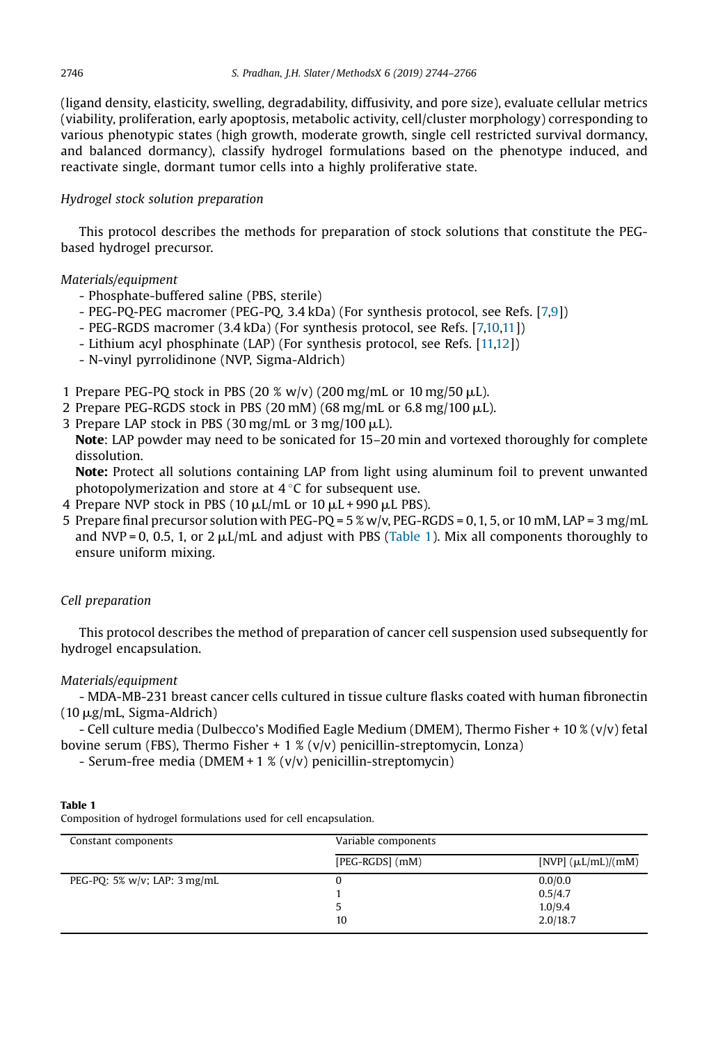(ligand density, elasticity, swelling, degradability, diffusivity, and pore size), evaluate cellular metrics (viability, proliferation, early apoptosis, metabolic activity, cell/cluster morphology) corresponding to various phenotypic states (high growth, moderate growth, single cell restricted survival dormancy, and balanced dormancy), classify hydrogel formulations based on the phenotype induced, and reactivate single, dormant tumor cells into a highly proliferative state.

### *Hydrogel stock solution preparation*

This protocol describes the methods for preparation of stock solutions that constitute the PEG-based hydrogel precursor.

#### *Materials/equipment*

- Phosphate-buffered saline (PBS, sterile)
- PEG-PQ-PEG macromer (PEG-PQ, 3.4 kDa) (For synthesis protocol, see Refs. [7,9])
- PEG-RGDS macromer (3.4 kDa) (For synthesis protocol, see Refs. [7,10,11])
- Lithium acyl phosphinate (LAP) (For synthesis protocol, see Refs. [11,12])
- N-vinyl pyrrolidinone (NVP, Sigma-Aldrich)

1. Prepare PEG-PQ stock in PBS (20 % w/v) (200 mg/mL or 10 mg/50 μL).
2. Prepare PEG-RGDS stock in PBS (20 mM) (68 mg/mL or 6.8 mg/100 μL).
3. Prepare LAP stock in PBS (30 mg/mL or 3 mg/100 μL).
   **Note**: LAP powder may need to be sonicated for 15–20 min and vortexed thoroughly for complete dissolution.
   **Note:** Protect all solutions containing LAP from light using aluminum foil to prevent unwanted photopolymerization and store at 4 °C for subsequent use.
4. Prepare NVP stock in PBS (10 μL/mL or 10 μL + 990 μL PBS).
5. Prepare final precursor solution with PEG-PQ = 5 % w/v, PEG-RGDS = 0, 1, 5, or 10 mM, LAP = 3 mg/mL and NVP = 0, 0.5, 1, or 2 μL/mL and adjust with PBS (Table 1). Mix all components thoroughly to ensure uniform mixing.

### *Cell preparation*

This protocol describes the method of preparation of cancer cell suspension used subsequently for hydrogel encapsulation.

#### *Materials/equipment*

- MDA-MB-231 breast cancer cells cultured in tissue culture flasks coated with human fibronectin (10 μg/mL, Sigma-Aldrich)

- Cell culture media (Dulbecco's Modified Eagle Medium (DMEM), Thermo Fisher + 10 % (v/v) fetal bovine serum (FBS), Thermo Fisher + 1 % (v/v) penicillin-streptomycin, Lonza)

- Serum-free media (DMEM + 1 % (v/v) penicillin-streptomycin)

**Table 1**
Composition of hydrogel formulations used for cell encapsulation.

| Constant components | Variable components | |
|---|---|---|
| | [PEG-RGDS] (mM) | [NVP] (μL/mL)/(mM) |
| PEG-PQ: 5% w/v; LAP: 3 mg/mL | 0 | 0.0/0.0 |
| | 1 | 0.5/4.7 |
| | 5 | 1.0/9.4 |
| | 10 | 2.0/18.7 |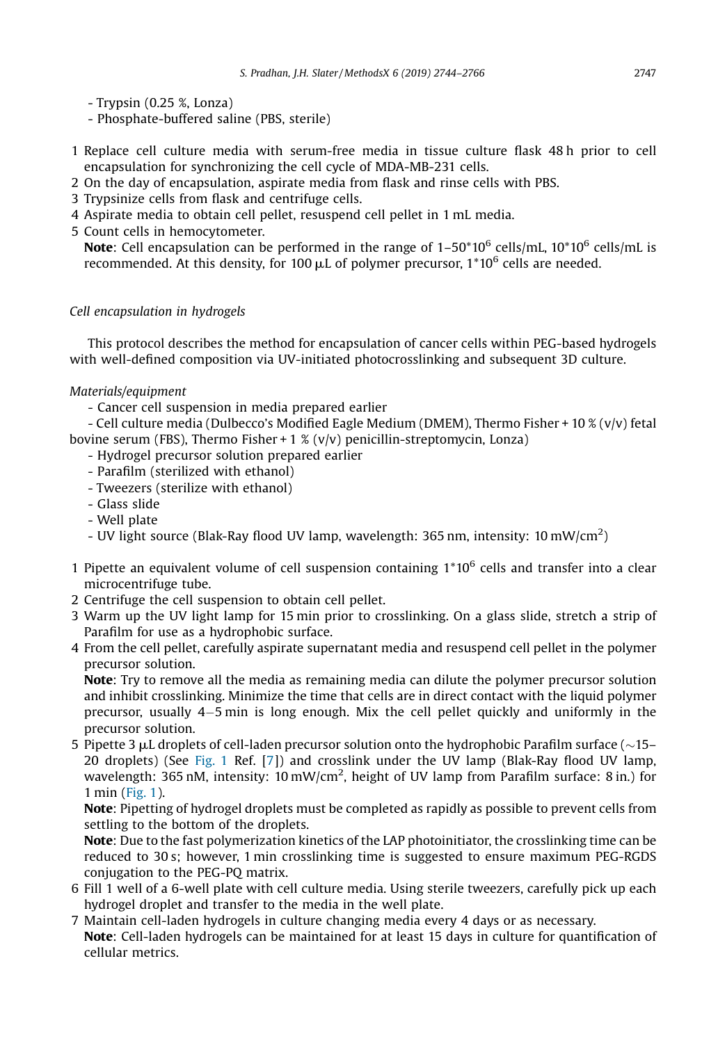- Trypsin (0.25 %, Lonza)
- Phosphate-buffered saline (PBS, sterile)

1 Replace cell culture media with serum-free media in tissue culture flask 48 h prior to cell encapsulation for synchronizing the cell cycle of MDA-MB-231 cells.
2 On the day of encapsulation, aspirate media from flask and rinse cells with PBS.
3 Trypsinize cells from flask and centrifuge cells.
4 Aspirate media to obtain cell pellet, resuspend cell pellet in 1 mL media.
5 Count cells in hemocytometer.
**Note**: Cell encapsulation can be performed in the range of 1–50*$10^6$ cells/mL, 10*$10^6$ cells/mL is recommended. At this density, for 100 μL of polymer precursor, 1*$10^6$ cells are needed.

*Cell encapsulation in hydrogels*

This protocol describes the method for encapsulation of cancer cells within PEG-based hydrogels with well-defined composition via UV-initiated photocrosslinking and subsequent 3D culture.

*Materials/equipment*

- Cancer cell suspension in media prepared earlier
- Cell culture media (Dulbecco's Modified Eagle Medium (DMEM), Thermo Fisher + 10 % (v/v) fetal bovine serum (FBS), Thermo Fisher + 1 % (v/v) penicillin-streptomycin, Lonza)
- Hydrogel precursor solution prepared earlier
- Parafilm (sterilized with ethanol)
- Tweezers (sterilize with ethanol)
- Glass slide
- Well plate
- UV light source (Blak-Ray flood UV lamp, wavelength: 365 nm, intensity: 10 mW/$cm^2$)

1 Pipette an equivalent volume of cell suspension containing 1*$10^6$ cells and transfer into a clear microcentrifuge tube.
2 Centrifuge the cell suspension to obtain cell pellet.
3 Warm up the UV light lamp for 15 min prior to crosslinking. On a glass slide, stretch a strip of Parafilm for use as a hydrophobic surface.
4 From the cell pellet, carefully aspirate supernatant media and resuspend cell pellet in the polymer precursor solution.
**Note**: Try to remove all the media as remaining media can dilute the polymer precursor solution and inhibit crosslinking. Minimize the time that cells are in direct contact with the liquid polymer precursor, usually 4−5 min is long enough. Mix the cell pellet quickly and uniformly in the precursor solution.
5 Pipette 3 μL droplets of cell-laden precursor solution onto the hydrophobic Parafilm surface (~15–20 droplets) (See Fig. 1 Ref. [7]) and crosslink under the UV lamp (Blak-Ray flood UV lamp, wavelength: 365 nM, intensity: 10 mW/$cm^2$, height of UV lamp from Parafilm surface: 8 in.) for 1 min (Fig. 1).
**Note**: Pipetting of hydrogel droplets must be completed as rapidly as possible to prevent cells from settling to the bottom of the droplets.
**Note**: Due to the fast polymerization kinetics of the LAP photoinitiator, the crosslinking time can be reduced to 30 s; however, 1 min crosslinking time is suggested to ensure maximum PEG-RGDS conjugation to the PEG-PQ matrix.
6 Fill 1 well of a 6-well plate with cell culture media. Using sterile tweezers, carefully pick up each hydrogel droplet and transfer to the media in the well plate.
7 Maintain cell-laden hydrogels in culture changing media every 4 days or as necessary.
**Note**: Cell-laden hydrogels can be maintained for at least 15 days in culture for quantification of cellular metrics.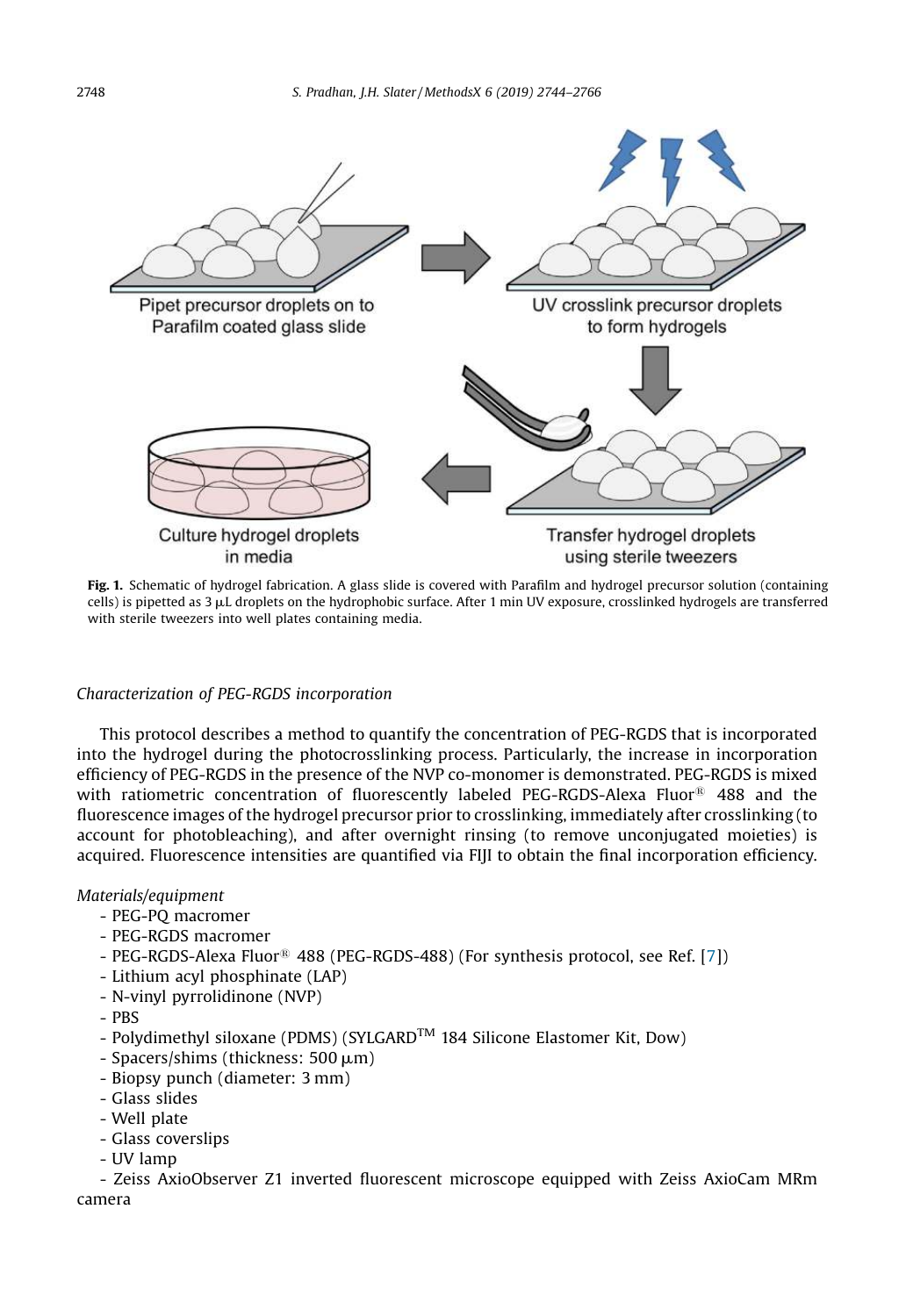Fig. 1. Schematic of hydrogel fabrication. A glass slide is covered with Parafilm and hydrogel precursor solution (containing cells) is pipetted as 3 μL droplets on the hydrophobic surface. After 1 min UV exposure, crosslinked hydrogels are transferred with sterile tweezers into well plates containing media.

*Characterization of PEG-RGDS incorporation*

This protocol describes a method to quantify the concentration of PEG-RGDS that is incorporated into the hydrogel during the photocrosslinking process. Particularly, the increase in incorporation efficiency of PEG-RGDS in the presence of the NVP co-monomer is demonstrated. PEG-RGDS is mixed with ratiometric concentration of fluorescently labeled PEG-RGDS-Alexa Fluor® 488 and the fluorescence images of the hydrogel precursor prior to crosslinking, immediately after crosslinking (to account for photobleaching), and after overnight rinsing (to remove unconjugated moieties) is acquired. Fluorescence intensities are quantified via FIJI to obtain the final incorporation efficiency.

*Materials/equipment*

- PEG-PQ macromer
- PEG-RGDS macromer
- PEG-RGDS-Alexa Fluor® 488 (PEG-RGDS-488) (For synthesis protocol, see Ref. [7])
- Lithium acyl phosphinate (LAP)
- N-vinyl pyrrolidinone (NVP)
- PBS
- Polydimethyl siloxane (PDMS) (SYLGARD™ 184 Silicone Elastomer Kit, Dow)
- Spacers/shims (thickness: 500 μm)
- Biopsy punch (diameter: 3 mm)
- Glass slides
- Well plate
- Glass coverslips
- UV lamp
- Zeiss AxioObserver Z1 inverted fluorescent microscope equipped with Zeiss AxioCam MRm camera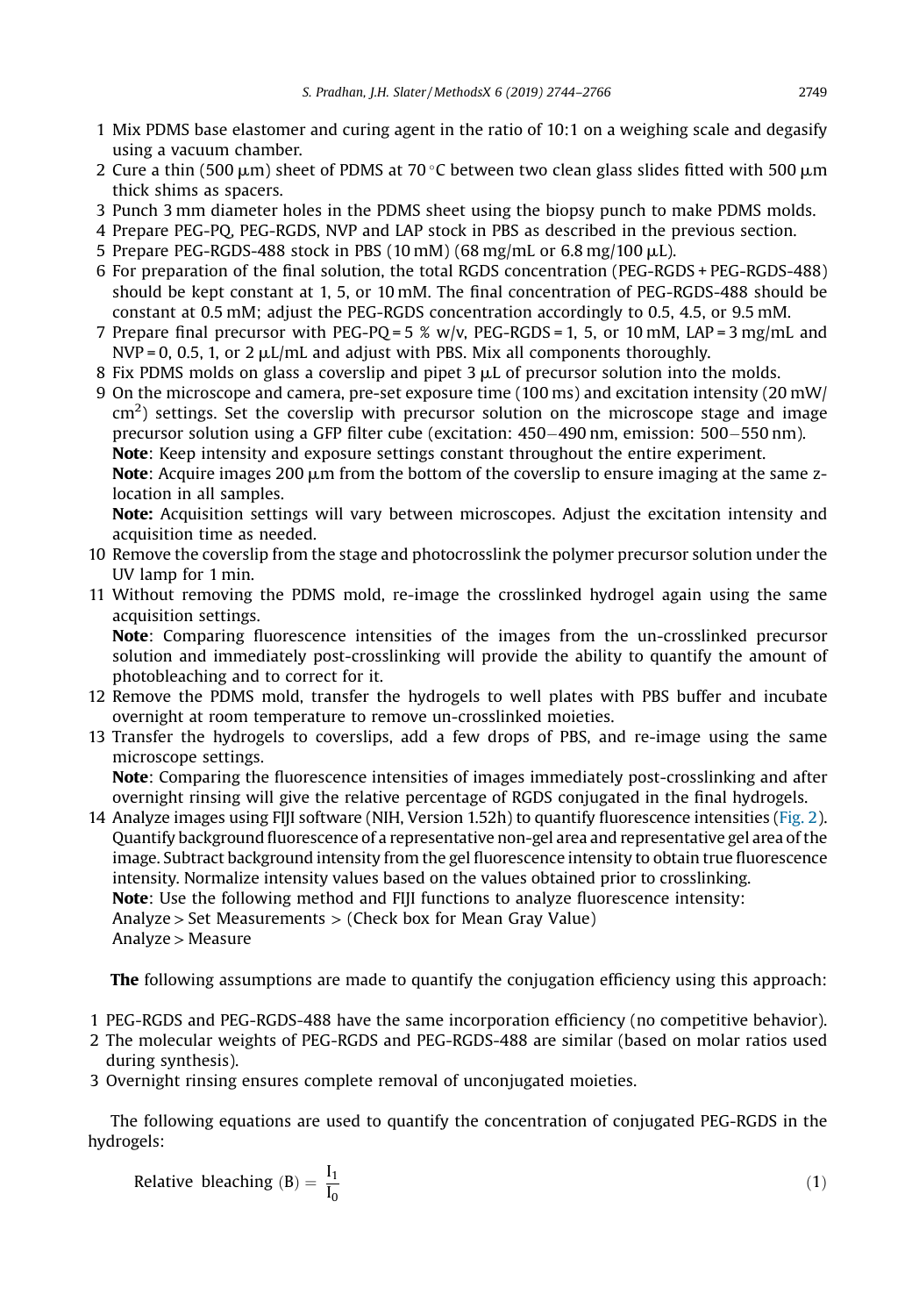1 Mix PDMS base elastomer and curing agent in the ratio of 10:1 on a weighing scale and degasify using a vacuum chamber.
2 Cure a thin (500 μm) sheet of PDMS at 70 °C between two clean glass slides fitted with 500 μm thick shims as spacers.
3 Punch 3 mm diameter holes in the PDMS sheet using the biopsy punch to make PDMS molds.
4 Prepare PEG-PQ, PEG-RGDS, NVP and LAP stock in PBS as described in the previous section.
5 Prepare PEG-RGDS-488 stock in PBS (10 mM) (68 mg/mL or 6.8 mg/100 μL).
6 For preparation of the final solution, the total RGDS concentration (PEG-RGDS + PEG-RGDS-488) should be kept constant at 1, 5, or 10 mM. The final concentration of PEG-RGDS-488 should be constant at 0.5 mM; adjust the PEG-RGDS concentration accordingly to 0.5, 4.5, or 9.5 mM.
7 Prepare final precursor with PEG-PQ = 5 % w/v, PEG-RGDS = 1, 5, or 10 mM, LAP = 3 mg/mL and NVP = 0, 0.5, 1, or 2 μL/mL and adjust with PBS. Mix all components thoroughly.
8 Fix PDMS molds on glass a coverslip and pipet 3 μL of precursor solution into the molds.
9 On the microscope and camera, pre-set exposure time (100 ms) and excitation intensity (20 mW/cm$^2$) settings. Set the coverslip with precursor solution on the microscope stage and image precursor solution using a GFP filter cube (excitation: 450–490 nm, emission: 500–550 nm).
**Note**: Keep intensity and exposure settings constant throughout the entire experiment.
**Note**: Acquire images 200 μm from the bottom of the coverslip to ensure imaging at the same z-location in all samples.
**Note:** Acquisition settings will vary between microscopes. Adjust the excitation intensity and acquisition time as needed.
10 Remove the coverslip from the stage and photocrosslink the polymer precursor solution under the UV lamp for 1 min.
11 Without removing the PDMS mold, re-image the crosslinked hydrogel again using the same acquisition settings.
**Note**: Comparing fluorescence intensities of the images from the un-crosslinked precursor solution and immediately post-crosslinking will provide the ability to quantify the amount of photobleaching and to correct for it.
12 Remove the PDMS mold, transfer the hydrogels to well plates with PBS buffer and incubate overnight at room temperature to remove un-crosslinked moieties.
13 Transfer the hydrogels to coverslips, add a few drops of PBS, and re-image using the same microscope settings.
**Note**: Comparing the fluorescence intensities of images immediately post-crosslinking and after overnight rinsing will give the relative percentage of RGDS conjugated in the final hydrogels.
14 Analyze images using FIJI software (NIH, Version 1.52h) to quantify fluorescence intensities (Fig. 2). Quantify background fluorescence of a representative non-gel area and representative gel area of the image. Subtract background intensity from the gel fluorescence intensity to obtain true fluorescence intensity. Normalize intensity values based on the values obtained prior to crosslinking.
**Note**: Use the following method and FIJI functions to analyze fluorescence intensity:
Analyze > Set Measurements > (Check box for Mean Gray Value)
Analyze > Measure

**The** following assumptions are made to quantify the conjugation efficiency using this approach:

1 PEG-RGDS and PEG-RGDS-488 have the same incorporation efficiency (no competitive behavior).
2 The molecular weights of PEG-RGDS and PEG-RGDS-488 are similar (based on molar ratios used during synthesis).
3 Overnight rinsing ensures complete removal of unconjugated moieties.

The following equations are used to quantify the concentration of conjugated PEG-RGDS in the hydrogels:

$$\text{Relative bleaching (B)} = \frac{I_1}{I_0} \tag{1}$$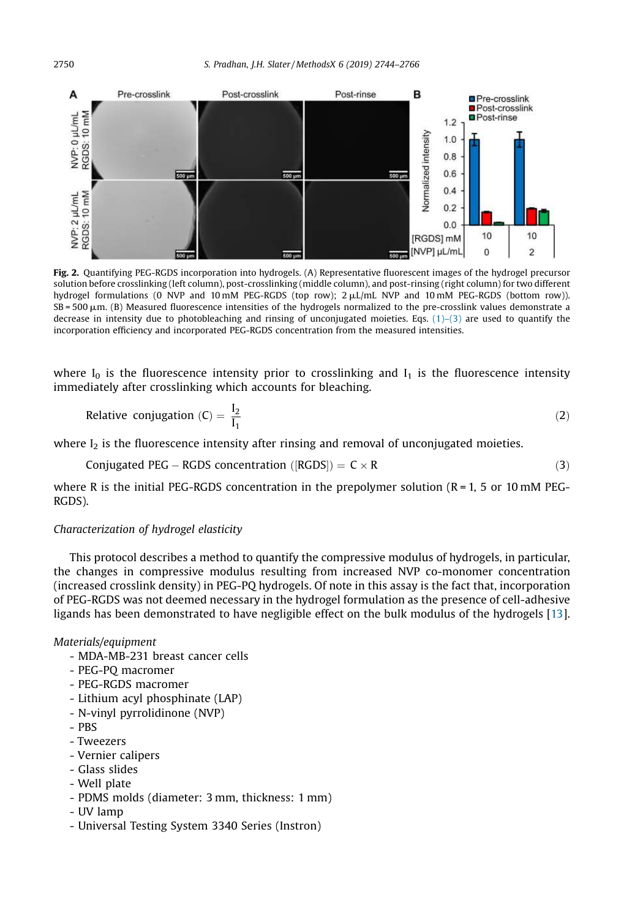Fig. 2. Quantifying PEG-RGDS incorporation into hydrogels. (A) Representative fluorescent images of the hydrogel precursor solution before crosslinking (left column), post-crosslinking (middle column), and post-rinsing (right column) for two different hydrogel formulations (0 NVP and 10 mM PEG-RGDS (top row); 2 μL/mL NVP and 10 mM PEG-RGDS (bottom row)). SB = 500 μm. (B) Measured fluorescence intensities of the hydrogels normalized to the pre-crosslink values demonstrate a decrease in intensity due to photobleaching and rinsing of unconjugated moieties. Eqs. (1)–(3) are used to quantify the incorporation efficiency and incorporated PEG-RGDS concentration from the measured intensities.

where $I_0$ is the fluorescence intensity prior to crosslinking and $I_1$ is the fluorescence intensity immediately after crosslinking which accounts for bleaching.

$$\text{Relative conjugation (C)} = \frac{I_2}{I_1} \tag{2}$$

where $I_2$ is the fluorescence intensity after rinsing and removal of unconjugated moieties.

$$\text{Conjugated PEG} - \text{RGDS concentration ([RGDS])} = C \times R \tag{3}$$

where R is the initial PEG-RGDS concentration in the prepolymer solution (R = 1, 5 or 10 mM PEG-RGDS).

*Characterization of hydrogel elasticity*

This protocol describes a method to quantify the compressive modulus of hydrogels, in particular, the changes in compressive modulus resulting from increased NVP co-monomer concentration (increased crosslink density) in PEG-PQ hydrogels. Of note in this assay is the fact that, incorporation of PEG-RGDS was not deemed necessary in the hydrogel formulation as the presence of cell-adhesive ligands has been demonstrated to have negligible effect on the bulk modulus of the hydrogels [13].

*Materials/equipment*

- MDA-MB-231 breast cancer cells
- PEG-PQ macromer
- PEG-RGDS macromer
- Lithium acyl phosphinate (LAP)
- N-vinyl pyrrolidinone (NVP)
- PBS
- Tweezers
- Vernier calipers
- Glass slides
- Well plate
- PDMS molds (diameter: 3 mm, thickness: 1 mm)
- UV lamp
- Universal Testing System 3340 Series (Instron)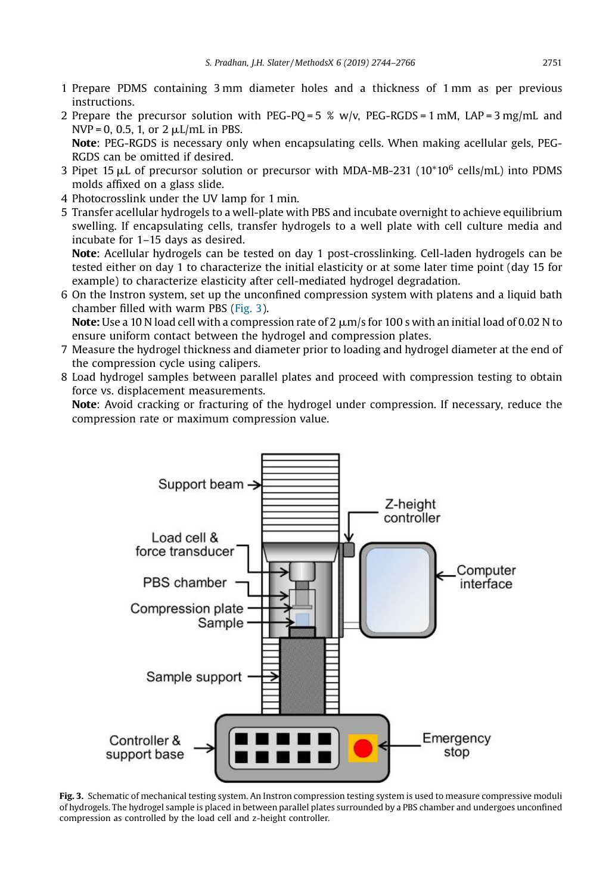1 Prepare PDMS containing 3 mm diameter holes and a thickness of 1 mm as per previous instructions.
2 Prepare the precursor solution with PEG-PQ = 5 % w/v, PEG-RGDS = 1 mM, LAP = 3 mg/mL and NVP = 0, 0.5, 1, or 2 μL/mL in PBS.
**Note**: PEG-RGDS is necessary only when encapsulating cells. When making acellular gels, PEG-RGDS can be omitted if desired.
3 Pipet 15 μL of precursor solution or precursor with MDA-MB-231 ($10*10^6$ cells/mL) into PDMS molds affixed on a glass slide.
4 Photocrosslink under the UV lamp for 1 min.
5 Transfer acellular hydrogels to a well-plate with PBS and incubate overnight to achieve equilibrium swelling. If encapsulating cells, transfer hydrogels to a well plate with cell culture media and incubate for 1–15 days as desired.
**Note**: Acellular hydrogels can be tested on day 1 post-crosslinking. Cell-laden hydrogels can be tested either on day 1 to characterize the initial elasticity or at some later time point (day 15 for example) to characterize elasticity after cell-mediated hydrogel degradation.
6 On the Instron system, set up the unconfined compression system with platens and a liquid bath chamber filled with warm PBS (Fig. 3).
**Note:** Use a 10 N load cell with a compression rate of 2 μm/s for 100 s with an initial load of 0.02 N to ensure uniform contact between the hydrogel and compression plates.
7 Measure the hydrogel thickness and diameter prior to loading and hydrogel diameter at the end of the compression cycle using calipers.
8 Load hydrogel samples between parallel plates and proceed with compression testing to obtain force vs. displacement measurements.
**Note**: Avoid cracking or fracturing of the hydrogel under compression. If necessary, reduce the compression rate or maximum compression value.

**Fig. 3.** Schematic of mechanical testing system. An Instron compression testing system is used to measure compressive moduli of hydrogels. The hydrogel sample is placed in between parallel plates surrounded by a PBS chamber and undergoes unconfined compression as controlled by the load cell and z-height controller.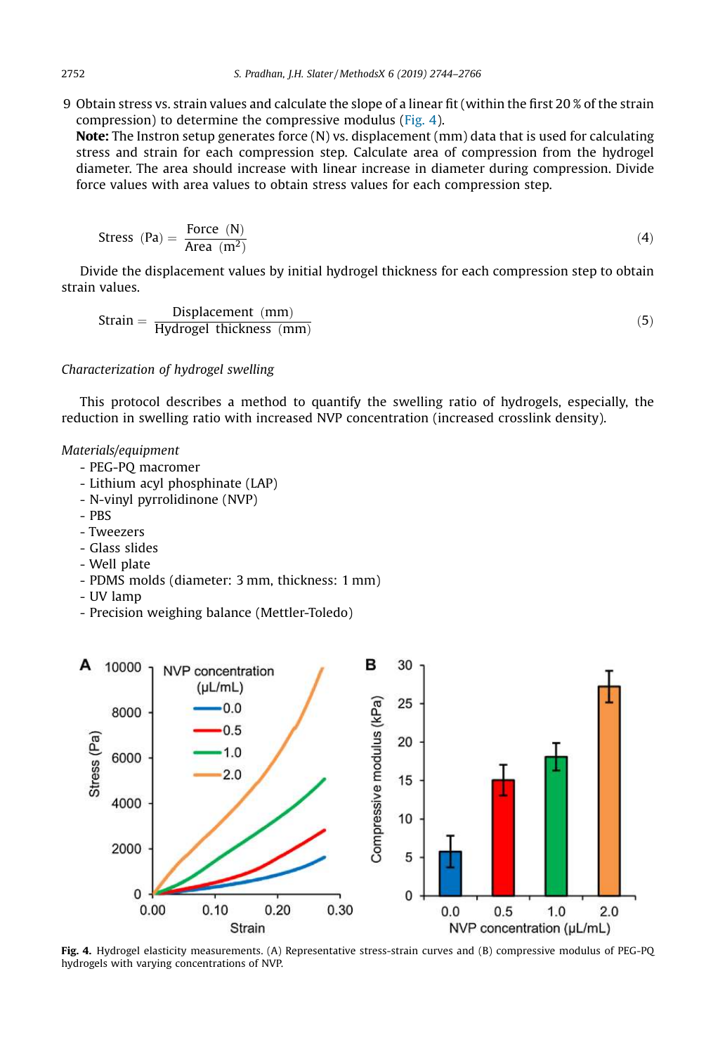9 Obtain stress vs. strain values and calculate the slope of a linear fit (within the first 20 % of the strain compression) to determine the compressive modulus (Fig. 4).
**Note:** The Instron setup generates force (N) vs. displacement (mm) data that is used for calculating stress and strain for each compression step. Calculate area of compression from the hydrogel diameter. The area should increase with linear increase in diameter during compression. Divide force values with area values to obtain stress values for each compression step.

$$\text{Stress (Pa)} = \frac{\text{Force (N)}}{\text{Area (m}^2\text{)}} \tag{4}$$

Divide the displacement values by initial hydrogel thickness for each compression step to obtain strain values.

$$\text{Strain} = \frac{\text{Displacement (mm)}}{\text{Hydrogel thickness (mm)}} \tag{5}$$

*Characterization of hydrogel swelling*

This protocol describes a method to quantify the swelling ratio of hydrogels, especially, the reduction in swelling ratio with increased NVP concentration (increased crosslink density).

*Materials/equipment*

- PEG-PQ macromer
- Lithium acyl phosphinate (LAP)
- N-vinyl pyrrolidinone (NVP)
- PBS
- Tweezers
- Glass slides
- Well plate
- PDMS molds (diameter: 3 mm, thickness: 1 mm)
- UV lamp
- Precision weighing balance (Mettler-Toledo)

**Fig. 4.** Hydrogel elasticity measurements. (A) Representative stress-strain curves and (B) compressive modulus of PEG-PQ hydrogels with varying concentrations of NVP.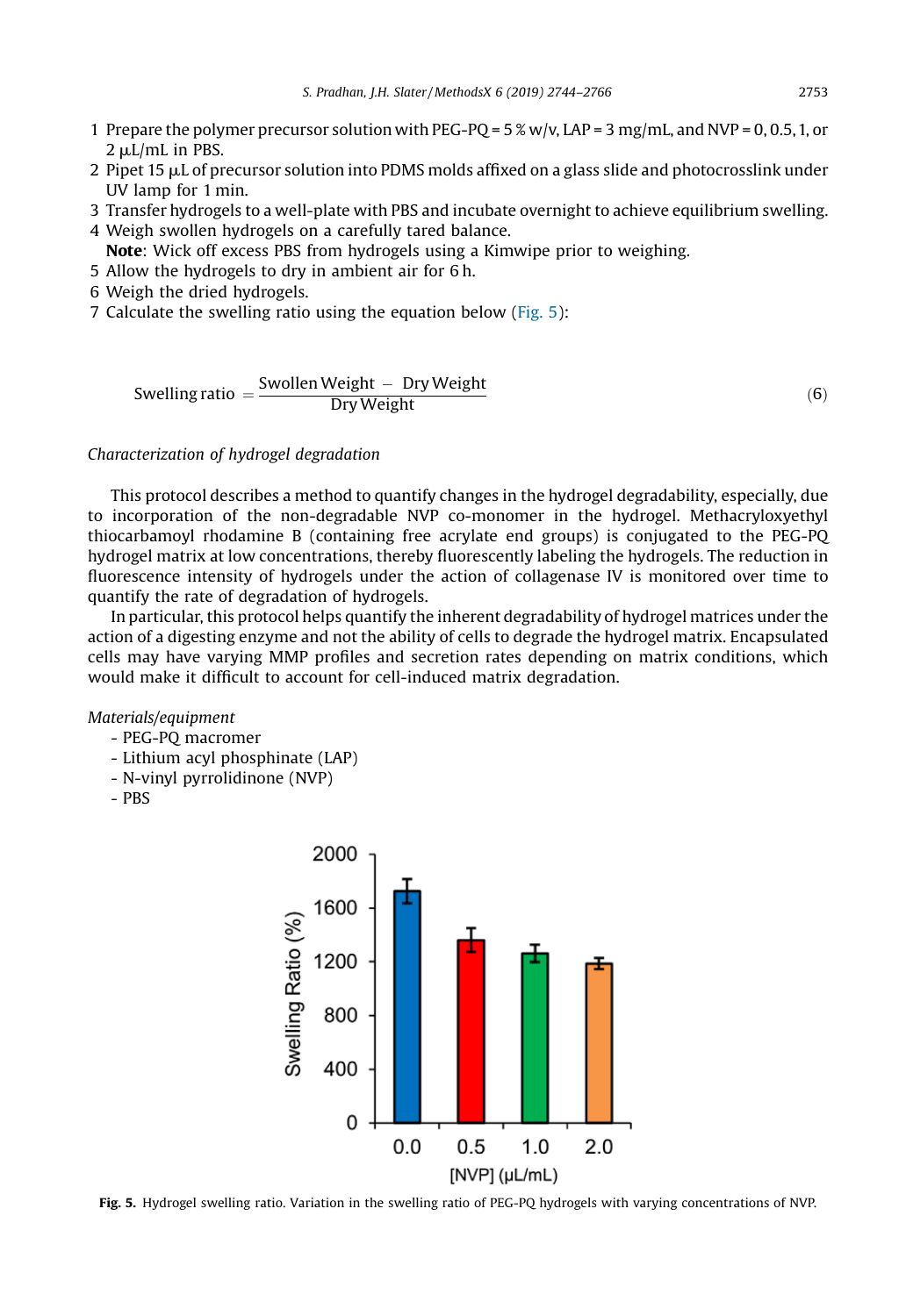1. Prepare the polymer precursor solution with PEG-PQ = 5 % w/v, LAP = 3 mg/mL, and NVP = 0, 0.5, 1, or 2 μL/mL in PBS.
2. Pipet 15 μL of precursor solution into PDMS molds affixed on a glass slide and photocrosslink under UV lamp for 1 min.
3. Transfer hydrogels to a well-plate with PBS and incubate overnight to achieve equilibrium swelling.
4. Weigh swollen hydrogels on a carefully tared balance.
   **Note**: Wick off excess PBS from hydrogels using a Kimwipe prior to weighing.
5. Allow the hydrogels to dry in ambient air for 6 h.
6. Weigh the dried hydrogels.
7. Calculate the swelling ratio using the equation below (Fig. 5):

$$\text{Swelling ratio} = \frac{\text{Swollen Weight} - \text{Dry Weight}}{\text{Dry Weight}} \tag{6}$$

*Characterization of hydrogel degradation*

This protocol describes a method to quantify changes in the hydrogel degradability, especially, due to incorporation of the non-degradable NVP co-monomer in the hydrogel. Methacryloxyethyl thiocarbamoyl rhodamine B (containing free acrylate end groups) is conjugated to the PEG-PQ hydrogel matrix at low concentrations, thereby fluorescently labeling the hydrogels. The reduction in fluorescence intensity of hydrogels under the action of collagenase IV is monitored over time to quantify the rate of degradation of hydrogels.

In particular, this protocol helps quantify the inherent degradability of hydrogel matrices under the action of a digesting enzyme and not the ability of cells to degrade the hydrogel matrix. Encapsulated cells may have varying MMP profiles and secretion rates depending on matrix conditions, which would make it difficult to account for cell-induced matrix degradation.

*Materials/equipment*

- PEG-PQ macromer
- Lithium acyl phosphinate (LAP)
- N-vinyl pyrrolidinone (NVP)
- PBS

**Fig. 5.** Hydrogel swelling ratio. Variation in the swelling ratio of PEG-PQ hydrogels with varying concentrations of NVP.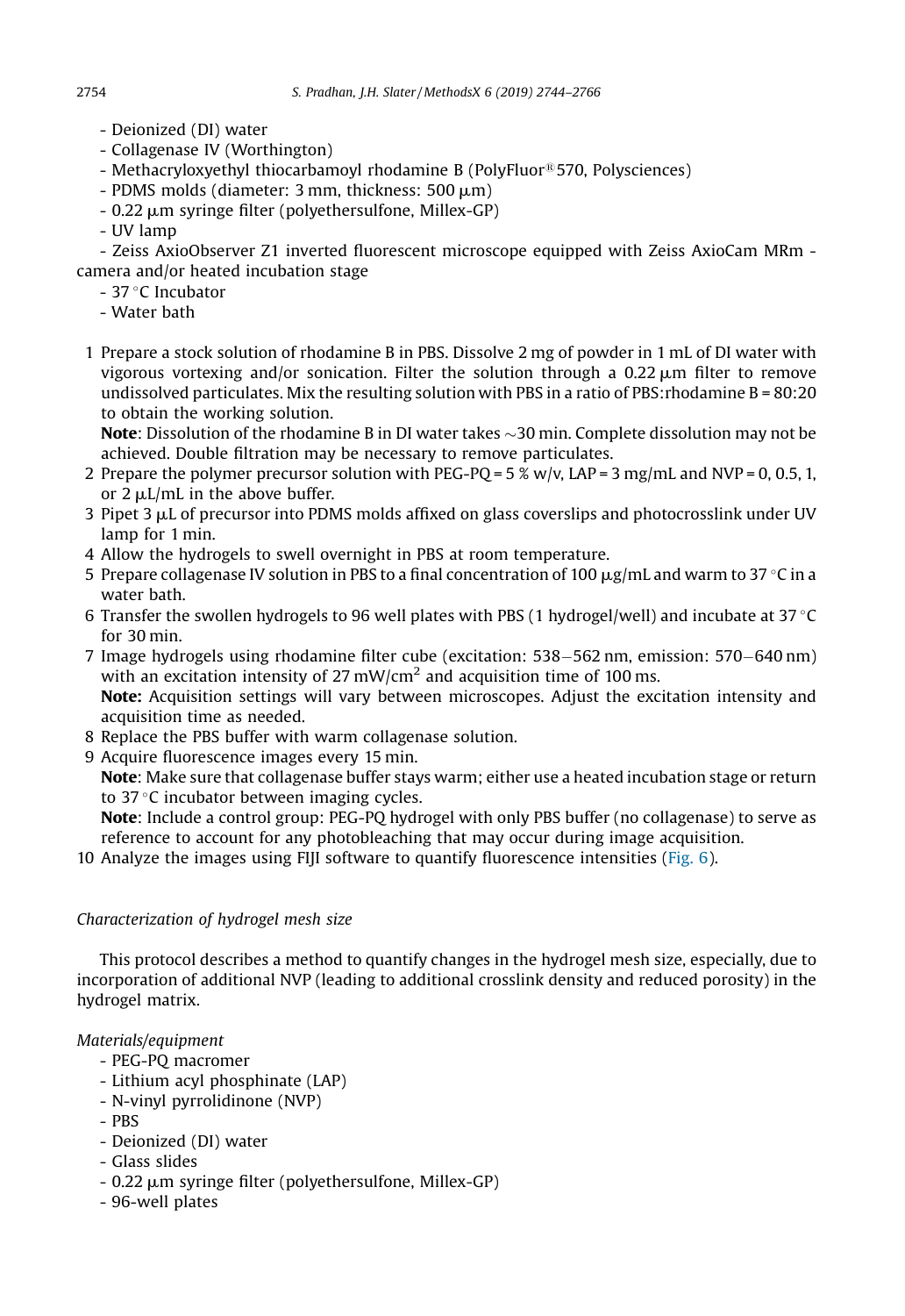- Deionized (DI) water
- Collagenase IV (Worthington)
- Methacryloxyethyl thiocarbamoyl rhodamine B (PolyFluor® 570, Polysciences)
- PDMS molds (diameter: 3 mm, thickness: 500 μm)
- 0.22 μm syringe filter (polyethersulfone, Millex-GP)
- UV lamp
- Zeiss AxioObserver Z1 inverted fluorescent microscope equipped with Zeiss AxioCam MRm - camera and/or heated incubation stage
- 37 °C Incubator
- Water bath

1 Prepare a stock solution of rhodamine B in PBS. Dissolve 2 mg of powder in 1 mL of DI water with vigorous vortexing and/or sonication. Filter the solution through a 0.22 μm filter to remove undissolved particulates. Mix the resulting solution with PBS in a ratio of PBS:rhodamine B = 80:20 to obtain the working solution.
   **Note**: Dissolution of the rhodamine B in DI water takes ~30 min. Complete dissolution may not be achieved. Double filtration may be necessary to remove particulates.
2 Prepare the polymer precursor solution with PEG-PQ = 5 % w/v, LAP = 3 mg/mL and NVP = 0, 0.5, 1, or 2 μL/mL in the above buffer.
3 Pipet 3 μL of precursor into PDMS molds affixed on glass coverslips and photocrosslink under UV lamp for 1 min.
4 Allow the hydrogels to swell overnight in PBS at room temperature.
5 Prepare collagenase IV solution in PBS to a final concentration of 100 μg/mL and warm to 37 °C in a water bath.
6 Transfer the swollen hydrogels to 96 well plates with PBS (1 hydrogel/well) and incubate at 37 °C for 30 min.
7 Image hydrogels using rhodamine filter cube (excitation: 538−562 nm, emission: 570−640 nm) with an excitation intensity of 27 mW/cm$^2$ and acquisition time of 100 ms.
   **Note:** Acquisition settings will vary between microscopes. Adjust the excitation intensity and acquisition time as needed.
8 Replace the PBS buffer with warm collagenase solution.
9 Acquire fluorescence images every 15 min.
   **Note**: Make sure that collagenase buffer stays warm; either use a heated incubation stage or return to 37 °C incubator between imaging cycles.
   **Note**: Include a control group: PEG-PQ hydrogel with only PBS buffer (no collagenase) to serve as reference to account for any photobleaching that may occur during image acquisition.
10 Analyze the images using FIJI software to quantify fluorescence intensities (Fig. 6).

*Characterization of hydrogel mesh size*

This protocol describes a method to quantify changes in the hydrogel mesh size, especially, due to incorporation of additional NVP (leading to additional crosslink density and reduced porosity) in the hydrogel matrix.

*Materials/equipment*

- PEG-PQ macromer
- Lithium acyl phosphinate (LAP)
- N-vinyl pyrrolidinone (NVP)
- PBS
- Deionized (DI) water
- Glass slides
- 0.22 μm syringe filter (polyethersulfone, Millex-GP)
- 96-well plates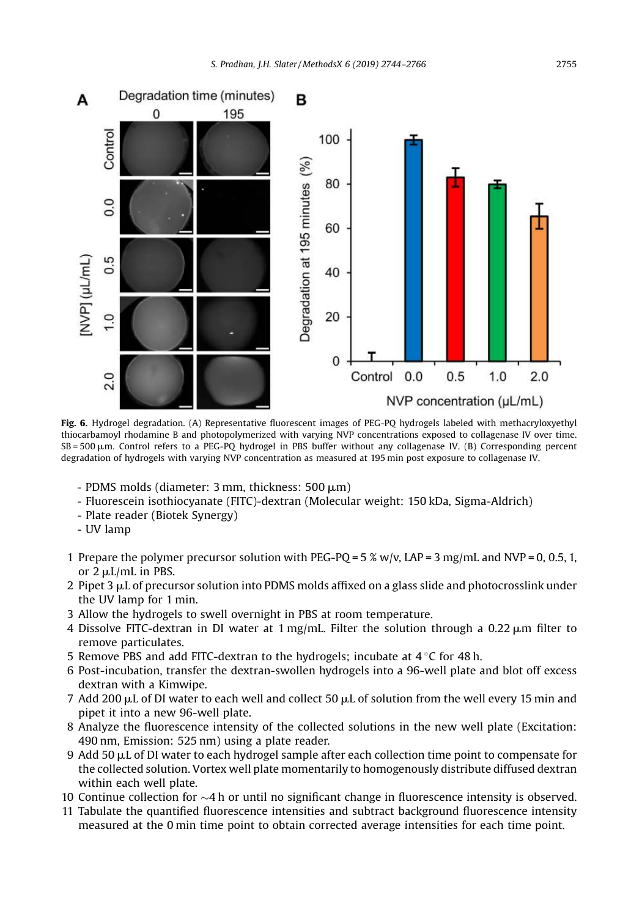Fig. 6. Hydrogel degradation. (A) Representative fluorescent images of PEG-PQ hydrogels labeled with methacryloxyethyl thiocarbamoyl rhodamine B and photopolymerized with varying NVP concentrations exposed to collagenase IV over time. SB = 500 µm. Control refers to a PEG-PQ hydrogel in PBS buffer without any collagenase IV. (B) Corresponding percent degradation of hydrogels with varying NVP concentration as measured at 195 min post exposure to collagenase IV.

- PDMS molds (diameter: 3 mm, thickness: 500 µm)
- Fluorescein isothiocyanate (FITC)-dextran (Molecular weight: 150 kDa, Sigma-Aldrich)
- Plate reader (Biotek Synergy)
- UV lamp

1. Prepare the polymer precursor solution with PEG-PQ = 5 % w/v, LAP = 3 mg/mL and NVP = 0, 0.5, 1, or 2 µL/mL in PBS.
2. Pipet 3 µL of precursor solution into PDMS molds affixed on a glass slide and photocrosslink under the UV lamp for 1 min.
3. Allow the hydrogels to swell overnight in PBS at room temperature.
4. Dissolve FITC-dextran in DI water at 1 mg/mL. Filter the solution through a 0.22 µm filter to remove particulates.
5. Remove PBS and add FITC-dextran to the hydrogels; incubate at 4 °C for 48 h.
6. Post-incubation, transfer the dextran-swollen hydrogels into a 96-well plate and blot off excess dextran with a Kimwipe.
7. Add 200 µL of DI water to each well and collect 50 µL of solution from the well every 15 min and pipet it into a new 96-well plate.
8. Analyze the fluorescence intensity of the collected solutions in the new well plate (Excitation: 490 nm, Emission: 525 nm) using a plate reader.
9. Add 50 µL of DI water to each hydrogel sample after each collection time point to compensate for the collected solution. Vortex well plate momentarily to homogenously distribute diffused dextran within each well plate.
10. Continue collection for ~4 h or until no significant change in fluorescence intensity is observed.
11. Tabulate the quantified fluorescence intensities and subtract background fluorescence intensity measured at the 0 min time point to obtain corrected average intensities for each time point.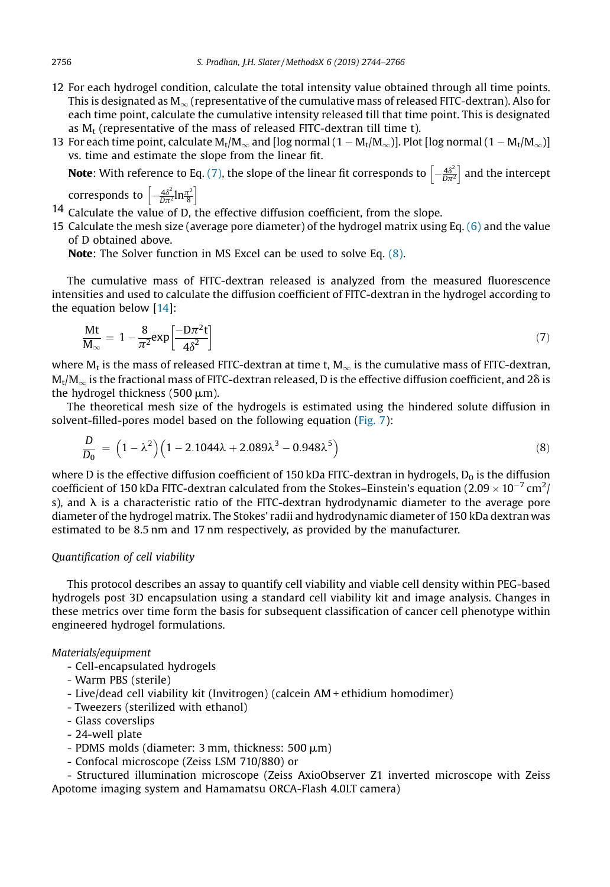12 For each hydrogel condition, calculate the total intensity value obtained through all time points. This is designated as $M_\infty$ (representative of the cumulative mass of released FITC-dextran). Also for each time point, calculate the cumulative intensity released till that time point. This is designated as $M_t$ (representative of the mass of released FITC-dextran till time t).

13 For each time point, calculate $M_t/M_\infty$ and [log normal $(1 - M_t/M_\infty)$]. Plot [log normal $(1 - M_t/M_\infty)$] vs. time and estimate the slope from the linear fit.

**Note**: With reference to Eq. (7), the slope of the linear fit corresponds to $\left[-\frac{4\delta^2}{D\pi^2}\right]$ and the intercept corresponds to $\left[-\frac{4\delta^2}{D\pi^2}\ln\frac{\pi^2}{8}\right]$

14 Calculate the value of D, the effective diffusion coefficient, from the slope.

15 Calculate the mesh size (average pore diameter) of the hydrogel matrix using Eq. (6) and the value of D obtained above.

**Note**: The Solver function in MS Excel can be used to solve Eq. (8).

The cumulative mass of FITC-dextran released is analyzed from the measured fluorescence intensities and used to calculate the diffusion coefficient of FITC-dextran in the hydrogel according to the equation below [14]:

$$\frac{Mt}{M_\infty} = 1 - \frac{8}{\pi^2}\exp\left[\frac{-D\pi^2 t}{4\delta^2}\right] \tag{7}$$

where $M_t$ is the mass of released FITC-dextran at time t, $M_\infty$ is the cumulative mass of FITC-dextran, $M_t/M_\infty$ is the fractional mass of FITC-dextran released, D is the effective diffusion coefficient, and $2\delta$ is the hydrogel thickness (500 μm).

The theoretical mesh size of the hydrogels is estimated using the hindered solute diffusion in solvent-filled-pores model based on the following equation (Fig. 7):

$$\frac{D}{D_0} = \left(1 - \lambda^2\right)\left(1 - 2.1044\lambda + 2.089\lambda^3 - 0.948\lambda^5\right) \tag{8}$$

where D is the effective diffusion coefficient of 150 kDa FITC-dextran in hydrogels, $D_0$ is the diffusion coefficient of 150 kDa FITC-dextran calculated from the Stokes–Einstein's equation ($2.09 \times 10^{-7}$ cm$^2$/s), and $\lambda$ is a characteristic ratio of the FITC-dextran hydrodynamic diameter to the average pore diameter of the hydrogel matrix. The Stokes' radii and hydrodynamic diameter of 150 kDa dextran was estimated to be 8.5 nm and 17 nm respectively, as provided by the manufacturer.

*Quantification of cell viability*

This protocol describes an assay to quantify cell viability and viable cell density within PEG-based hydrogels post 3D encapsulation using a standard cell viability kit and image analysis. Changes in these metrics over time form the basis for subsequent classification of cancer cell phenotype within engineered hydrogel formulations.

*Materials/equipment*

- Cell-encapsulated hydrogels
- Warm PBS (sterile)
- Live/dead cell viability kit (Invitrogen) (calcein AM + ethidium homodimer)
- Tweezers (sterilized with ethanol)
- Glass coverslips
- 24-well plate
- PDMS molds (diameter: 3 mm, thickness: 500 μm)
- Confocal microscope (Zeiss LSM 710/880) or
- Structured illumination microscope (Zeiss AxioObserver Z1 inverted microscope with Zeiss Apotome imaging system and Hamamatsu ORCA-Flash 4.0LT camera)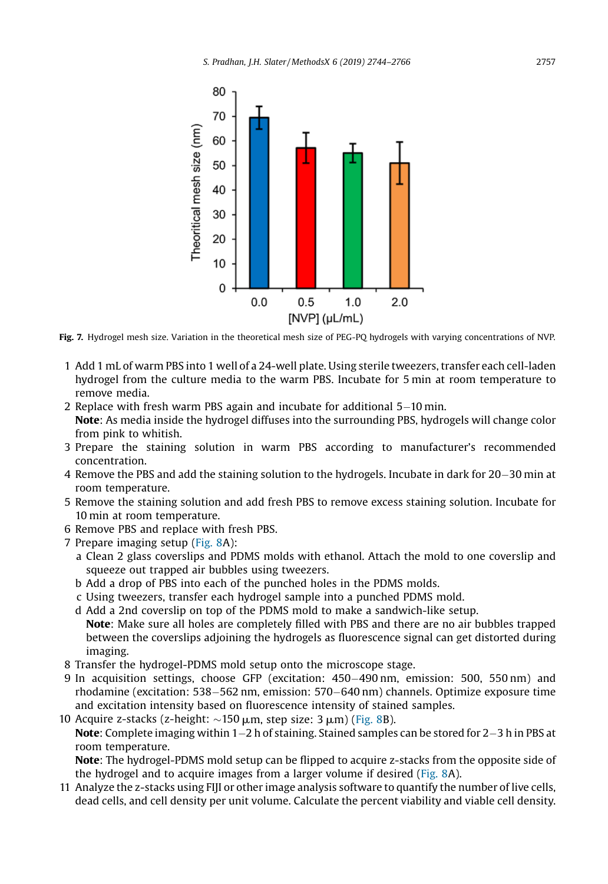Fig. 7. Hydrogel mesh size. Variation in the theoretical mesh size of PEG-PQ hydrogels with varying concentrations of NVP.

1 Add 1 mL of warm PBS into 1 well of a 24-well plate. Using sterile tweezers, transfer each cell-laden hydrogel from the culture media to the warm PBS. Incubate for 5 min at room temperature to remove media.
2 Replace with fresh warm PBS again and incubate for additional 5−10 min.
  **Note**: As media inside the hydrogel diffuses into the surrounding PBS, hydrogels will change color from pink to whitish.
3 Prepare the staining solution in warm PBS according to manufacturer's recommended concentration.
4 Remove the PBS and add the staining solution to the hydrogels. Incubate in dark for 20−30 min at room temperature.
5 Remove the staining solution and add fresh PBS to remove excess staining solution. Incubate for 10 min at room temperature.
6 Remove PBS and replace with fresh PBS.
7 Prepare imaging setup (Fig. 8A):
  a Clean 2 glass coverslips and PDMS molds with ethanol. Attach the mold to one coverslip and squeeze out trapped air bubbles using tweezers.
  b Add a drop of PBS into each of the punched holes in the PDMS molds.
  c Using tweezers, transfer each hydrogel sample into a punched PDMS mold.
  d Add a 2nd coverslip on top of the PDMS mold to make a sandwich-like setup.
  **Note**: Make sure all holes are completely filled with PBS and there are no air bubbles trapped between the coverslips adjoining the hydrogels as fluorescence signal can get distorted during imaging.
8 Transfer the hydrogel-PDMS mold setup onto the microscope stage.
9 In acquisition settings, choose GFP (excitation: 450−490 nm, emission: 500, 550 nm) and rhodamine (excitation: 538−562 nm, emission: 570−640 nm) channels. Optimize exposure time and excitation intensity based on fluorescence intensity of stained samples.
10 Acquire z-stacks (z-height: ~150 μm, step size: 3 μm) (Fig. 8B).
  **Note**: Complete imaging within 1−2 h of staining. Stained samples can be stored for 2−3 h in PBS at room temperature.
  **Note**: The hydrogel-PDMS mold setup can be flipped to acquire z-stacks from the opposite side of the hydrogel and to acquire images from a larger volume if desired (Fig. 8A).
11 Analyze the z-stacks using FIJI or other image analysis software to quantify the number of live cells, dead cells, and cell density per unit volume. Calculate the percent viability and viable cell density.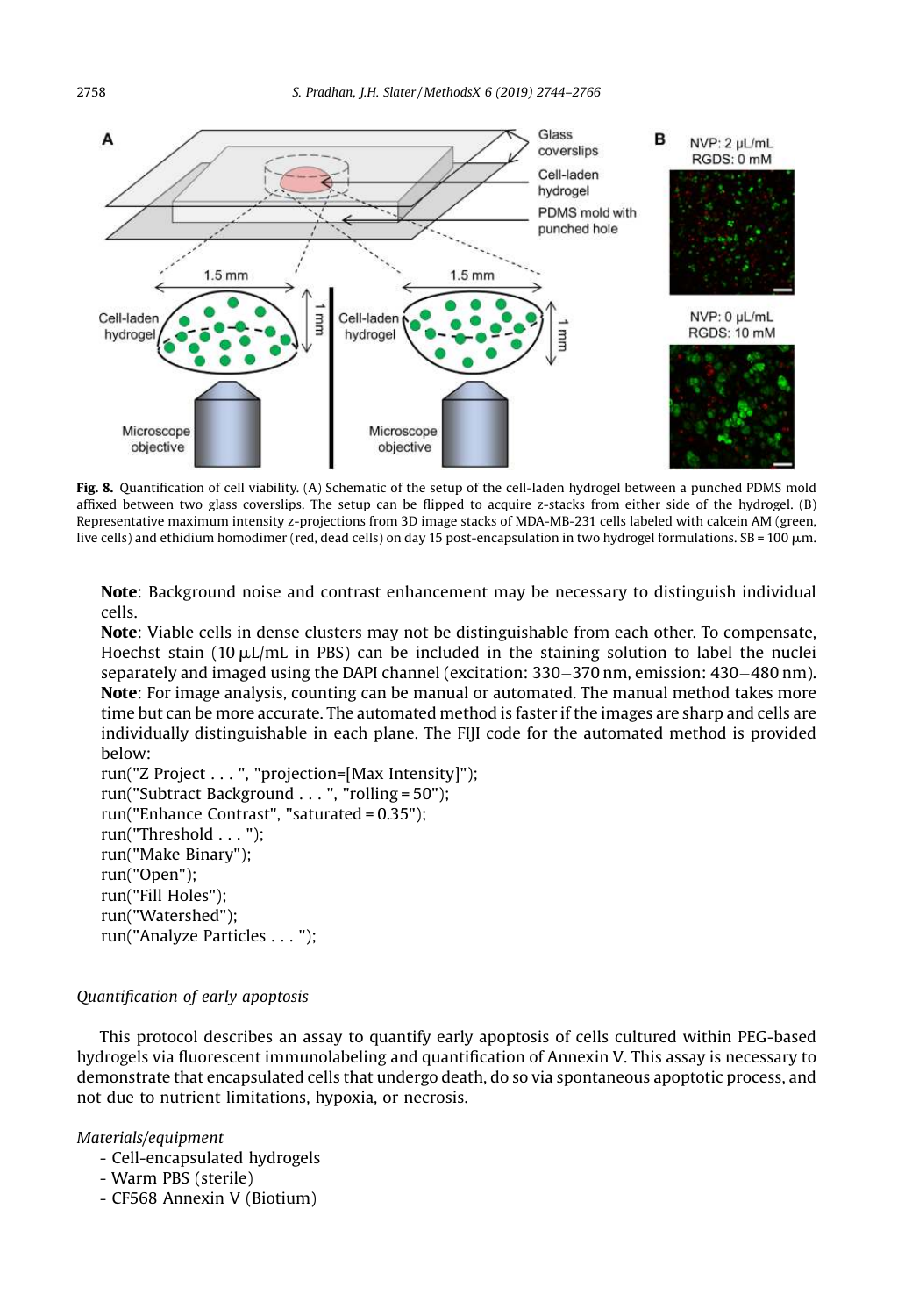**Fig. 8.** Quantification of cell viability. (A) Schematic of the setup of the cell-laden hydrogel between a punched PDMS mold affixed between two glass coverslips. The setup can be flipped to acquire z-stacks from either side of the hydrogel. (B) Representative maximum intensity z-projections from 3D image stacks of MDA-MB-231 cells labeled with calcein AM (green, live cells) and ethidium homodimer (red, dead cells) on day 15 post-encapsulation in two hydrogel formulations. SB = 100 μm.

**Note**: Background noise and contrast enhancement may be necessary to distinguish individual cells.

**Note**: Viable cells in dense clusters may not be distinguishable from each other. To compensate, Hoechst stain (10 μL/mL in PBS) can be included in the staining solution to label the nuclei separately and imaged using the DAPI channel (excitation: 330−370 nm, emission: 430−480 nm).

**Note**: For image analysis, counting can be manual or automated. The manual method takes more time but can be more accurate. The automated method is faster if the images are sharp and cells are individually distinguishable in each plane. The FIJI code for the automated method is provided below:

```
run("Z Project . . . ", "projection=[Max Intensity]");
run("Subtract Background . . . ", "rolling = 50");
run("Enhance Contrast", "saturated = 0.35");
run("Threshold . . . ");
run("Make Binary");
run("Open");
run("Fill Holes");
run("Watershed");
run("Analyze Particles . . . ");
```

*Quantification of early apoptosis*

This protocol describes an assay to quantify early apoptosis of cells cultured within PEG-based hydrogels via fluorescent immunolabeling and quantification of Annexin V. This assay is necessary to demonstrate that encapsulated cells that undergo death, do so via spontaneous apoptotic process, and not due to nutrient limitations, hypoxia, or necrosis.

*Materials/equipment*

- Cell-encapsulated hydrogels
- Warm PBS (sterile)
- CF568 Annexin V (Biotium)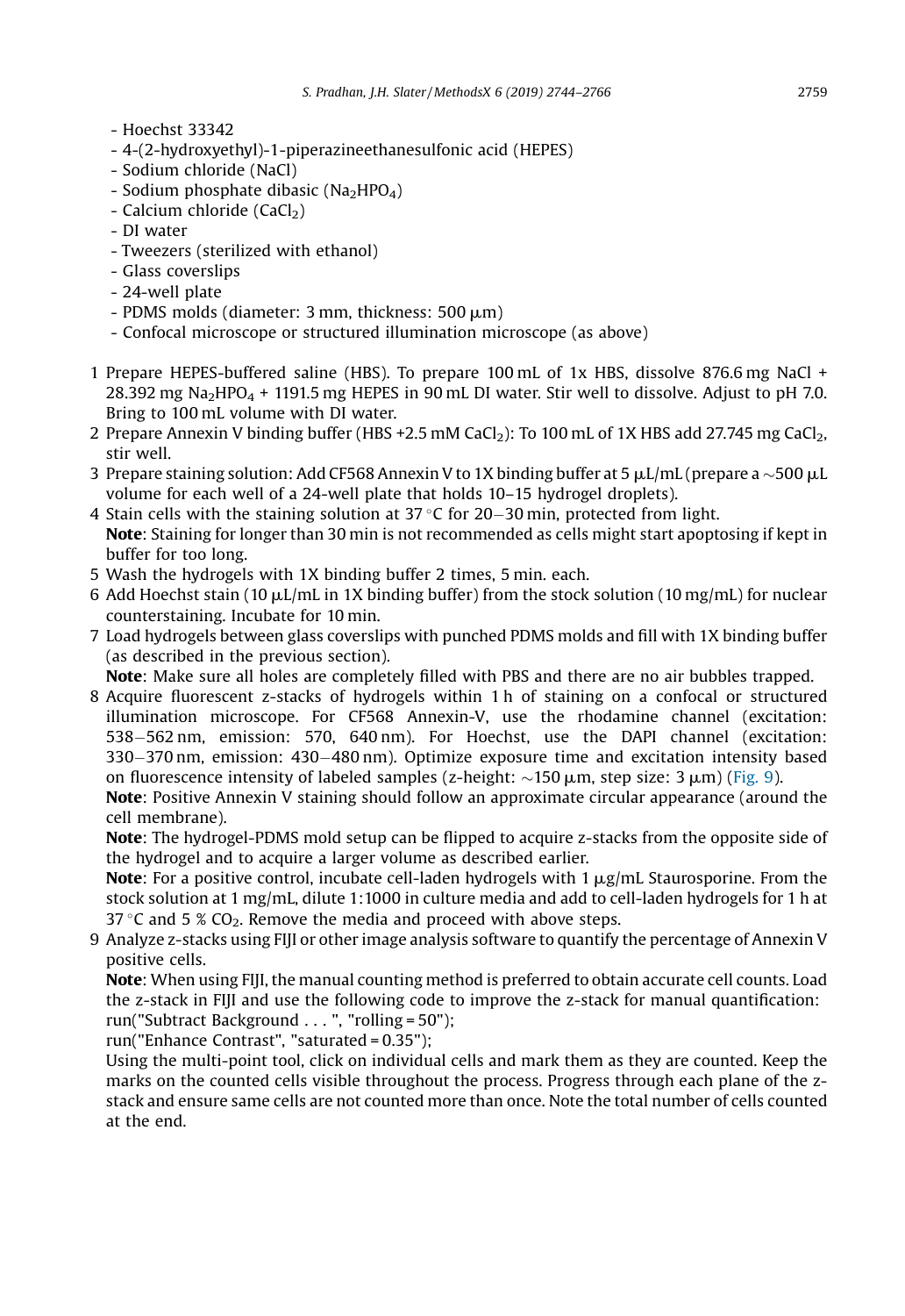- Hoechst 33342
- 4-(2-hydroxyethyl)-1-piperazineethanesulfonic acid (HEPES)
- Sodium chloride (NaCl)
- Sodium phosphate dibasic ($Na_2HPO_4$)
- Calcium chloride ($CaCl_2$)
- DI water
- Tweezers (sterilized with ethanol)
- Glass coverslips
- 24-well plate
- PDMS molds (diameter: 3 mm, thickness: 500 μm)
- Confocal microscope or structured illumination microscope (as above)

1 Prepare HEPES-buffered saline (HBS). To prepare 100 mL of 1x HBS, dissolve 876.6 mg NaCl + 28.392 mg $Na_2HPO_4$ + 1191.5 mg HEPES in 90 mL DI water. Stir well to dissolve. Adjust to pH 7.0. Bring to 100 mL volume with DI water.
2 Prepare Annexin V binding buffer (HBS +2.5 mM $CaCl_2$): To 100 mL of 1X HBS add 27.745 mg $CaCl_2$, stir well.
3 Prepare staining solution: Add CF568 Annexin V to 1X binding buffer at 5 μL/mL (prepare a ~500 μL volume for each well of a 24-well plate that holds 10–15 hydrogel droplets).
4 Stain cells with the staining solution at 37 °C for 20−30 min, protected from light.
**Note**: Staining for longer than 30 min is not recommended as cells might start apoptosing if kept in buffer for too long.
5 Wash the hydrogels with 1X binding buffer 2 times, 5 min. each.
6 Add Hoechst stain (10 μL/mL in 1X binding buffer) from the stock solution (10 mg/mL) for nuclear counterstaining. Incubate for 10 min.
7 Load hydrogels between glass coverslips with punched PDMS molds and fill with 1X binding buffer (as described in the previous section).
**Note**: Make sure all holes are completely filled with PBS and there are no air bubbles trapped.
8 Acquire fluorescent z-stacks of hydrogels within 1 h of staining on a confocal or structured illumination microscope. For CF568 Annexin-V, use the rhodamine channel (excitation: 538−562 nm, emission: 570, 640 nm). For Hoechst, use the DAPI channel (excitation: 330−370 nm, emission: 430−480 nm). Optimize exposure time and excitation intensity based on fluorescence intensity of labeled samples (z-height: ~150 μm, step size: 3 μm) (Fig. 9).
**Note**: Positive Annexin V staining should follow an approximate circular appearance (around the cell membrane).
**Note**: The hydrogel-PDMS mold setup can be flipped to acquire z-stacks from the opposite side of the hydrogel and to acquire a larger volume as described earlier.
**Note**: For a positive control, incubate cell-laden hydrogels with 1 μg/mL Staurosporine. From the stock solution at 1 mg/mL, dilute 1:1000 in culture media and add to cell-laden hydrogels for 1 h at 37 °C and 5 % $CO_2$. Remove the media and proceed with above steps.
9 Analyze z-stacks using FIJI or other image analysis software to quantify the percentage of Annexin V positive cells.
**Note**: When using FIJI, the manual counting method is preferred to obtain accurate cell counts. Load the z-stack in FIJI and use the following code to improve the z-stack for manual quantification:

```
run("Subtract Background . . . ", "rolling = 50");
run("Enhance Contrast", "saturated = 0.35");
```

Using the multi-point tool, click on individual cells and mark them as they are counted. Keep the marks on the counted cells visible throughout the process. Progress through each plane of the z-stack and ensure same cells are not counted more than once. Note the total number of cells counted at the end.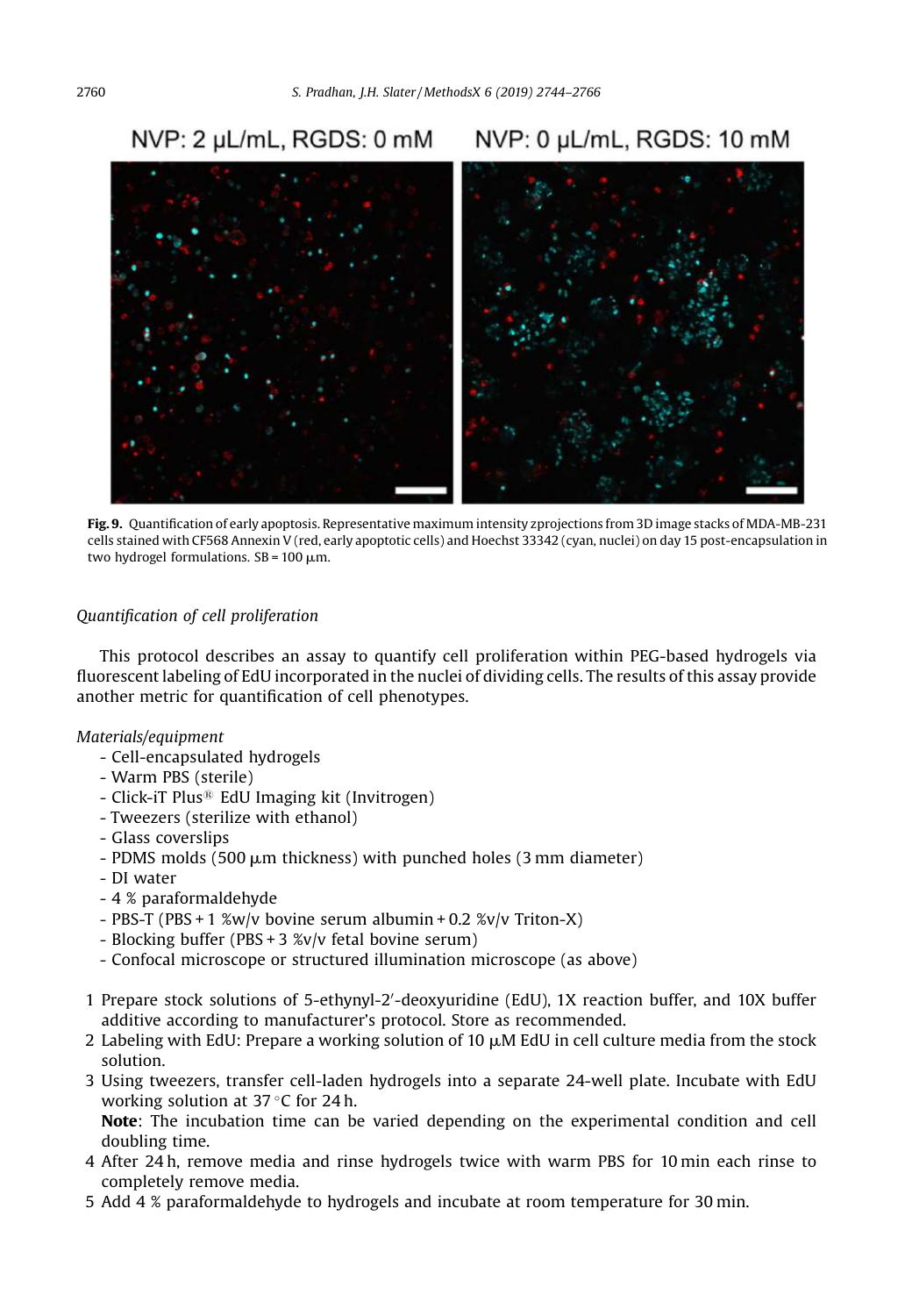NVP: 2 μL/mL, RGDS: 0 mM NVP: 0 μL/mL, RGDS: 10 mM

**Fig. 9.** Quantification of early apoptosis. Representative maximum intensity zprojections from 3D image stacks of MDA-MB-231 cells stained with CF568 Annexin V (red, early apoptotic cells) and Hoechst 33342 (cyan, nuclei) on day 15 post-encapsulation in two hydrogel formulations. SB = 100 μm.

*Quantification of cell proliferation*

This protocol describes an assay to quantify cell proliferation within PEG-based hydrogels via fluorescent labeling of EdU incorporated in the nuclei of dividing cells. The results of this assay provide another metric for quantification of cell phenotypes.

*Materials/equipment*

- Cell-encapsulated hydrogels
- Warm PBS (sterile)
- Click-iT Plus® EdU Imaging kit (Invitrogen)
- Tweezers (sterilize with ethanol)
- Glass coverslips
- PDMS molds (500 μm thickness) with punched holes (3 mm diameter)
- DI water
- 4 % paraformaldehyde
- PBS-T (PBS + 1 %w/v bovine serum albumin + 0.2 %v/v Triton-X)
- Blocking buffer (PBS + 3 %v/v fetal bovine serum)
- Confocal microscope or structured illumination microscope (as above)

1 Prepare stock solutions of 5-ethynyl-2′-deoxyuridine (EdU), 1X reaction buffer, and 10X buffer additive according to manufacturer's protocol. Store as recommended.
2 Labeling with EdU: Prepare a working solution of 10 μM EdU in cell culture media from the stock solution.
3 Using tweezers, transfer cell-laden hydrogels into a separate 24-well plate. Incubate with EdU working solution at 37 °C for 24 h.
**Note**: The incubation time can be varied depending on the experimental condition and cell doubling time.
4 After 24 h, remove media and rinse hydrogels twice with warm PBS for 10 min each rinse to completely remove media.
5 Add 4 % paraformaldehyde to hydrogels and incubate at room temperature for 30 min.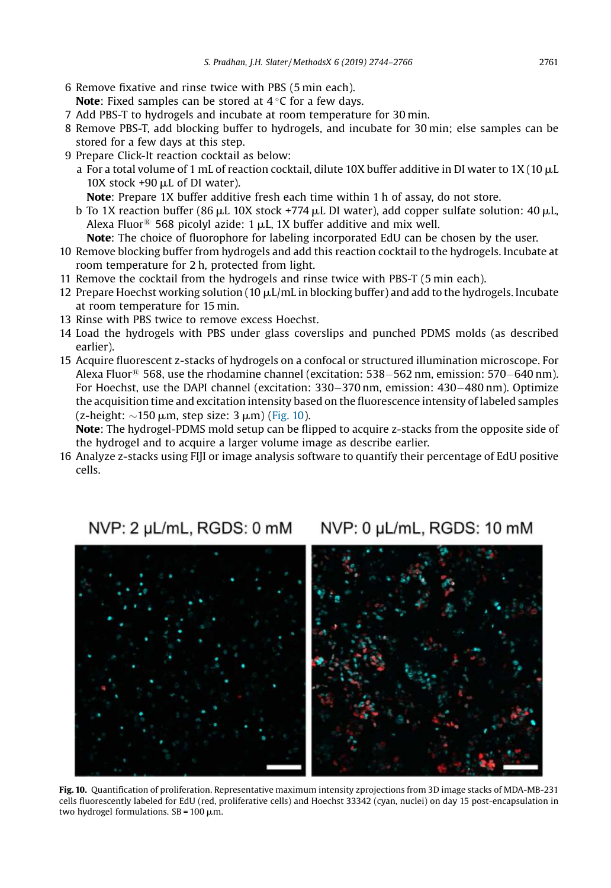6 Remove fixative and rinse twice with PBS (5 min each).
**Note**: Fixed samples can be stored at 4 °C for a few days.
7 Add PBS-T to hydrogels and incubate at room temperature for 30 min.
8 Remove PBS-T, add blocking buffer to hydrogels, and incubate for 30 min; else samples can be stored for a few days at this step.
9 Prepare Click-It reaction cocktail as below:
 a For a total volume of 1 mL of reaction cocktail, dilute 10X buffer additive in DI water to 1X (10 μL 10X stock +90 μL of DI water).
 **Note**: Prepare 1X buffer additive fresh each time within 1 h of assay, do not store.
 b To 1X reaction buffer (86 μL 10X stock +774 μL DI water), add copper sulfate solution: 40 μL, Alexa Fluor® 568 picolyl azide: 1 μL, 1X buffer additive and mix well.
 **Note**: The choice of fluorophore for labeling incorporated EdU can be chosen by the user.
10 Remove blocking buffer from hydrogels and add this reaction cocktail to the hydrogels. Incubate at room temperature for 2 h, protected from light.
11 Remove the cocktail from the hydrogels and rinse twice with PBS-T (5 min each).
12 Prepare Hoechst working solution (10 μL/mL in blocking buffer) and add to the hydrogels. Incubate at room temperature for 15 min.
13 Rinse with PBS twice to remove excess Hoechst.
14 Load the hydrogels with PBS under glass coverslips and punched PDMS molds (as described earlier).
15 Acquire fluorescent z-stacks of hydrogels on a confocal or structured illumination microscope. For Alexa Fluor® 568, use the rhodamine channel (excitation: 538−562 nm, emission: 570−640 nm). For Hoechst, use the DAPI channel (excitation: 330−370 nm, emission: 430−480 nm). Optimize the acquisition time and excitation intensity based on the fluorescence intensity of labeled samples (z-height: ∼150 μm, step size: 3 μm) (Fig. 10).
**Note**: The hydrogel-PDMS mold setup can be flipped to acquire z-stacks from the opposite side of the hydrogel and to acquire a larger volume image as describe earlier.
16 Analyze z-stacks using FIJI or image analysis software to quantify their percentage of EdU positive cells.

**Fig. 10.** Quantification of proliferation. Representative maximum intensity zprojections from 3D image stacks of MDA-MB-231 cells fluorescently labeled for EdU (red, proliferative cells) and Hoechst 33342 (cyan, nuclei) on day 15 post-encapsulation in two hydrogel formulations. SB = 100 μm.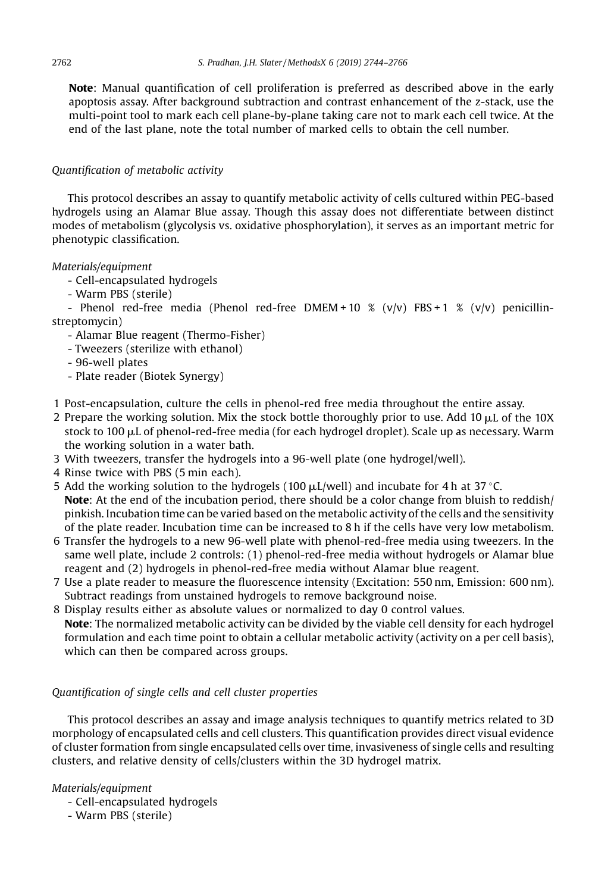**Note**: Manual quantification of cell proliferation is preferred as described above in the early apoptosis assay. After background subtraction and contrast enhancement of the z-stack, use the multi-point tool to mark each cell plane-by-plane taking care not to mark each cell twice. At the end of the last plane, note the total number of marked cells to obtain the cell number.

### *Quantification of metabolic activity*

This protocol describes an assay to quantify metabolic activity of cells cultured within PEG-based hydrogels using an Alamar Blue assay. Though this assay does not differentiate between distinct modes of metabolism (glycolysis vs. oxidative phosphorylation), it serves as an important metric for phenotypic classification.

*Materials/equipment*

- Cell-encapsulated hydrogels
- Warm PBS (sterile)
- Phenol red-free media (Phenol red-free DMEM + 10 % (v/v) FBS + 1 % (v/v) penicillin-streptomycin)
- Alamar Blue reagent (Thermo-Fisher)
- Tweezers (sterilize with ethanol)
- 96-well plates
- Plate reader (Biotek Synergy)

1 Post-encapsulation, culture the cells in phenol-red free media throughout the entire assay.
2 Prepare the working solution. Mix the stock bottle thoroughly prior to use. Add 10 μL of the 10X stock to 100 μL of phenol-red-free media (for each hydrogel droplet). Scale up as necessary. Warm the working solution in a water bath.
3 With tweezers, transfer the hydrogels into a 96-well plate (one hydrogel/well).
4 Rinse twice with PBS (5 min each).
5 Add the working solution to the hydrogels (100 μL/well) and incubate for 4 h at 37 °C.
**Note**: At the end of the incubation period, there should be a color change from bluish to reddish/pinkish. Incubation time can be varied based on the metabolic activity of the cells and the sensitivity of the plate reader. Incubation time can be increased to 8 h if the cells have very low metabolism.
6 Transfer the hydrogels to a new 96-well plate with phenol-red-free media using tweezers. In the same well plate, include 2 controls: (1) phenol-red-free media without hydrogels or Alamar blue reagent and (2) hydrogels in phenol-red-free media without Alamar blue reagent.
7 Use a plate reader to measure the fluorescence intensity (Excitation: 550 nm, Emission: 600 nm). Subtract readings from unstained hydrogels to remove background noise.
8 Display results either as absolute values or normalized to day 0 control values.
**Note**: The normalized metabolic activity can be divided by the viable cell density for each hydrogel formulation and each time point to obtain a cellular metabolic activity (activity on a per cell basis), which can then be compared across groups.

### *Quantification of single cells and cell cluster properties*

This protocol describes an assay and image analysis techniques to quantify metrics related to 3D morphology of encapsulated cells and cell clusters. This quantification provides direct visual evidence of cluster formation from single encapsulated cells over time, invasiveness of single cells and resulting clusters, and relative density of cells/clusters within the 3D hydrogel matrix.

*Materials/equipment*

- Cell-encapsulated hydrogels
- Warm PBS (sterile)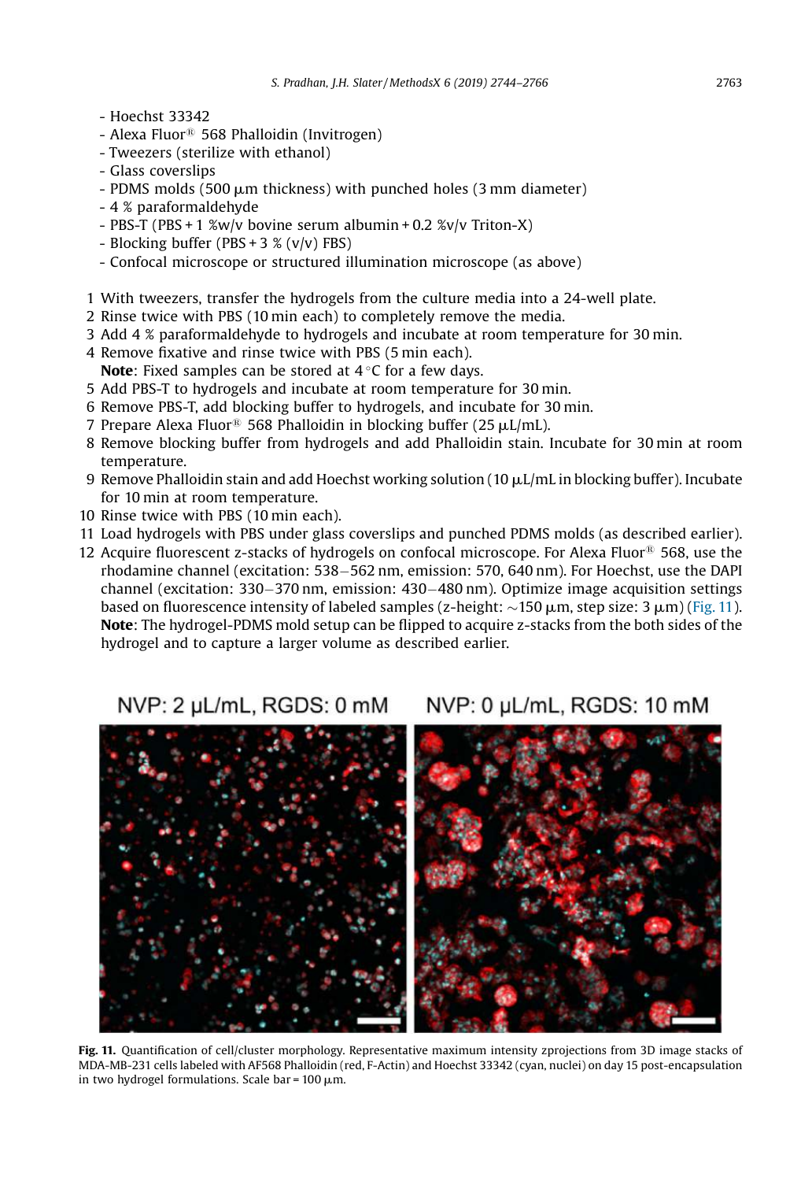- Hoechst 33342
- Alexa Fluor® 568 Phalloidin (Invitrogen)
- Tweezers (sterilize with ethanol)
- Glass coverslips
- PDMS molds (500 μm thickness) with punched holes (3 mm diameter)
- 4 % paraformaldehyde
- PBS-T (PBS + 1 %w/v bovine serum albumin + 0.2 %v/v Triton-X)
- Blocking buffer (PBS + 3 % (v/v) FBS)
- Confocal microscope or structured illumination microscope (as above)

1. With tweezers, transfer the hydrogels from the culture media into a 24-well plate.
2. Rinse twice with PBS (10 min each) to completely remove the media.
3. Add 4 % paraformaldehyde to hydrogels and incubate at room temperature for 30 min.
4. Remove fixative and rinse twice with PBS (5 min each).
   **Note**: Fixed samples can be stored at 4 °C for a few days.
5. Add PBS-T to hydrogels and incubate at room temperature for 30 min.
6. Remove PBS-T, add blocking buffer to hydrogels, and incubate for 30 min.
7. Prepare Alexa Fluor® 568 Phalloidin in blocking buffer (25 μL/mL).
8. Remove blocking buffer from hydrogels and add Phalloidin stain. Incubate for 30 min at room temperature.
9. Remove Phalloidin stain and add Hoechst working solution (10 μL/mL in blocking buffer). Incubate for 10 min at room temperature.
10. Rinse twice with PBS (10 min each).
11. Load hydrogels with PBS under glass coverslips and punched PDMS molds (as described earlier).
12. Acquire fluorescent z-stacks of hydrogels on confocal microscope. For Alexa Fluor® 568, use the rhodamine channel (excitation: 538−562 nm, emission: 570, 640 nm). For Hoechst, use the DAPI channel (excitation: 330−370 nm, emission: 430−480 nm). Optimize image acquisition settings based on fluorescence intensity of labeled samples (z-height: ~150 μm, step size: 3 μm) (Fig. 11).
    **Note**: The hydrogel-PDMS mold setup can be flipped to acquire z-stacks from the both sides of the hydrogel and to capture a larger volume as described earlier.

NVP: 2 μL/mL, RGDS: 0 mM — NVP: 0 μL/mL, RGDS: 10 mM

**Fig. 11.** Quantification of cell/cluster morphology. Representative maximum intensity zprojections from 3D image stacks of MDA-MB-231 cells labeled with AF568 Phalloidin (red, F-Actin) and Hoechst 33342 (cyan, nuclei) on day 15 post-encapsulation in two hydrogel formulations. Scale bar = 100 μm.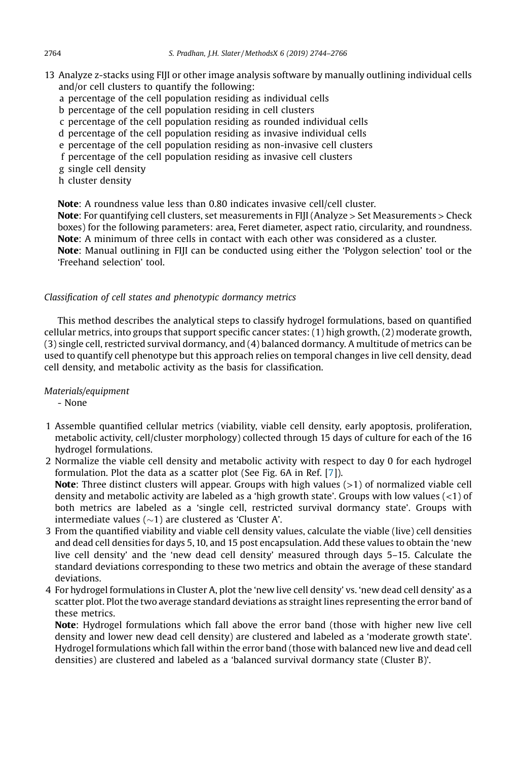13 Analyze z-stacks using FIJI or other image analysis software by manually outlining individual cells and/or cell clusters to quantify the following:
   a percentage of the cell population residing as individual cells
   b percentage of the cell population residing in cell clusters
   c percentage of the cell population residing as rounded individual cells
   d percentage of the cell population residing as invasive individual cells
   e percentage of the cell population residing as non-invasive cell clusters
   f percentage of the cell population residing as invasive cell clusters
   g single cell density
   h cluster density

   **Note**: A roundness value less than 0.80 indicates invasive cell/cell cluster.
   **Note**: For quantifying cell clusters, set measurements in FIJI (Analyze > Set Measurements > Check boxes) for the following parameters: area, Feret diameter, aspect ratio, circularity, and roundness.
   **Note**: A minimum of three cells in contact with each other was considered as a cluster.
   **Note**: Manual outlining in FIJI can be conducted using either the 'Polygon selection' tool or the 'Freehand selection' tool.

*Classification of cell states and phenotypic dormancy metrics*

This method describes the analytical steps to classify hydrogel formulations, based on quantified cellular metrics, into groups that support specific cancer states: (1) high growth, (2) moderate growth, (3) single cell, restricted survival dormancy, and (4) balanced dormancy. A multitude of metrics can be used to quantify cell phenotype but this approach relies on temporal changes in live cell density, dead cell density, and metabolic activity as the basis for classification.

*Materials/equipment*
- None

1 Assemble quantified cellular metrics (viability, viable cell density, early apoptosis, proliferation, metabolic activity, cell/cluster morphology) collected through 15 days of culture for each of the 16 hydrogel formulations.
2 Normalize the viable cell density and metabolic activity with respect to day 0 for each hydrogel formulation. Plot the data as a scatter plot (See Fig. 6A in Ref. [7]).
   **Note**: Three distinct clusters will appear. Groups with high values (>1) of normalized viable cell density and metabolic activity are labeled as a 'high growth state'. Groups with low values (<1) of both metrics are labeled as a 'single cell, restricted survival dormancy state'. Groups with intermediate values (~1) are clustered as 'Cluster A'.
3 From the quantified viability and viable cell density values, calculate the viable (live) cell densities and dead cell densities for days 5, 10, and 15 post encapsulation. Add these values to obtain the 'new live cell density' and the 'new dead cell density' measured through days 5–15. Calculate the standard deviations corresponding to these two metrics and obtain the average of these standard deviations.
4 For hydrogel formulations in Cluster A, plot the 'new live cell density' vs. 'new dead cell density' as a scatter plot. Plot the two average standard deviations as straight lines representing the error band of these metrics.
   **Note**: Hydrogel formulations which fall above the error band (those with higher new live cell density and lower new dead cell density) are clustered and labeled as a 'moderate growth state'. Hydrogel formulations which fall within the error band (those with balanced new live and dead cell densities) are clustered and labeled as a 'balanced survival dormancy state (Cluster B)'.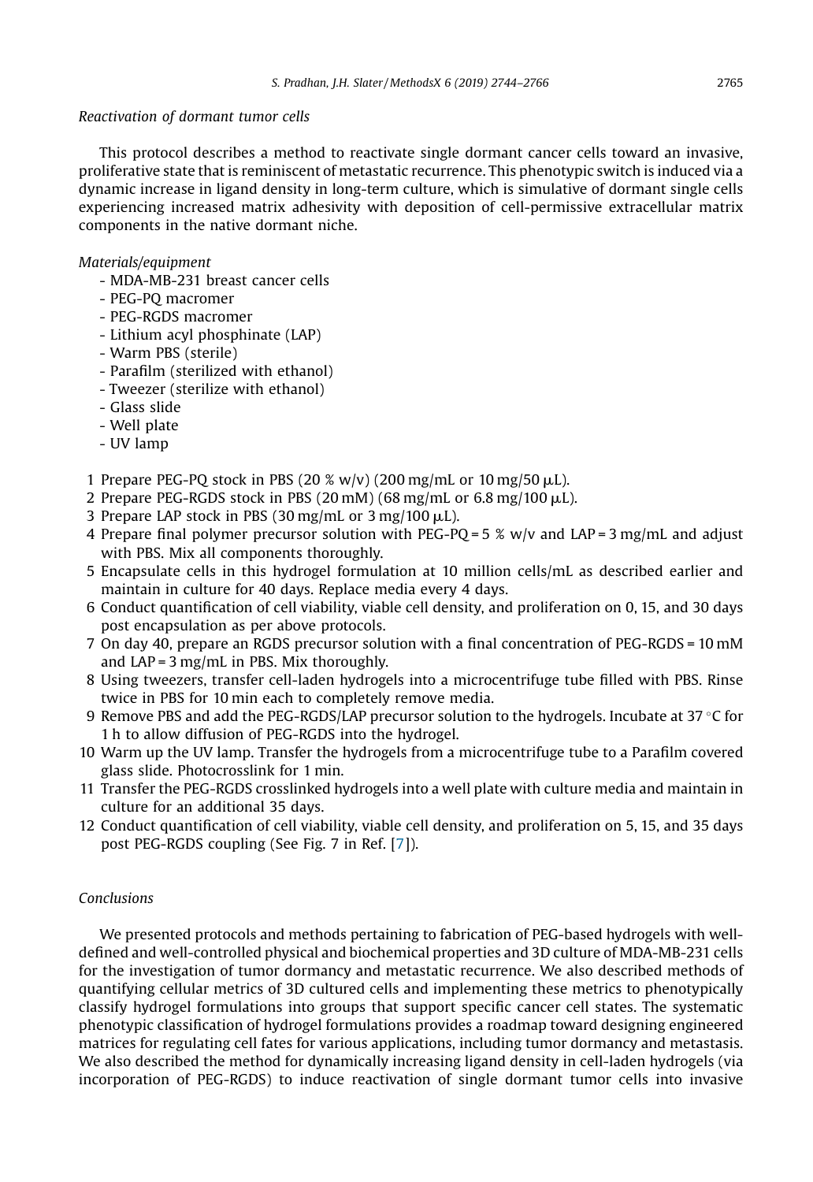*Reactivation of dormant tumor cells*

This protocol describes a method to reactivate single dormant cancer cells toward an invasive, proliferative state that is reminiscent of metastatic recurrence. This phenotypic switch is induced via a dynamic increase in ligand density in long-term culture, which is simulative of dormant single cells experiencing increased matrix adhesivity with deposition of cell-permissive extracellular matrix components in the native dormant niche.

*Materials/equipment*

- MDA-MB-231 breast cancer cells
- PEG-PQ macromer
- PEG-RGDS macromer
- Lithium acyl phosphinate (LAP)
- Warm PBS (sterile)
- Parafilm (sterilized with ethanol)
- Tweezer (sterilize with ethanol)
- Glass slide
- Well plate
- UV lamp

1. Prepare PEG-PQ stock in PBS (20 % w/v) (200 mg/mL or 10 mg/50 μL).
2. Prepare PEG-RGDS stock in PBS (20 mM) (68 mg/mL or 6.8 mg/100 μL).
3. Prepare LAP stock in PBS (30 mg/mL or 3 mg/100 μL).
4. Prepare final polymer precursor solution with PEG-PQ = 5 % w/v and LAP = 3 mg/mL and adjust with PBS. Mix all components thoroughly.
5. Encapsulate cells in this hydrogel formulation at 10 million cells/mL as described earlier and maintain in culture for 40 days. Replace media every 4 days.
6. Conduct quantification of cell viability, viable cell density, and proliferation on 0, 15, and 30 days post encapsulation as per above protocols.
7. On day 40, prepare an RGDS precursor solution with a final concentration of PEG-RGDS = 10 mM and LAP = 3 mg/mL in PBS. Mix thoroughly.
8. Using tweezers, transfer cell-laden hydrogels into a microcentrifuge tube filled with PBS. Rinse twice in PBS for 10 min each to completely remove media.
9. Remove PBS and add the PEG-RGDS/LAP precursor solution to the hydrogels. Incubate at 37 °C for 1 h to allow diffusion of PEG-RGDS into the hydrogel.
10. Warm up the UV lamp. Transfer the hydrogels from a microcentrifuge tube to a Parafilm covered glass slide. Photocrosslink for 1 min.
11. Transfer the PEG-RGDS crosslinked hydrogels into a well plate with culture media and maintain in culture for an additional 35 days.
12. Conduct quantification of cell viability, viable cell density, and proliferation on 5, 15, and 35 days post PEG-RGDS coupling (See Fig. 7 in Ref. [7]).

## Conclusions

We presented protocols and methods pertaining to fabrication of PEG-based hydrogels with well-defined and well-controlled physical and biochemical properties and 3D culture of MDA-MB-231 cells for the investigation of tumor dormancy and metastatic recurrence. We also described methods of quantifying cellular metrics of 3D cultured cells and implementing these metrics to phenotypically classify hydrogel formulations into groups that support specific cancer cell states. The systematic phenotypic classification of hydrogel formulations provides a roadmap toward designing engineered matrices for regulating cell fates for various applications, including tumor dormancy and metastasis. We also described the method for dynamically increasing ligand density in cell-laden hydrogels (via incorporation of PEG-RGDS) to induce reactivation of single dormant tumor cells into invasive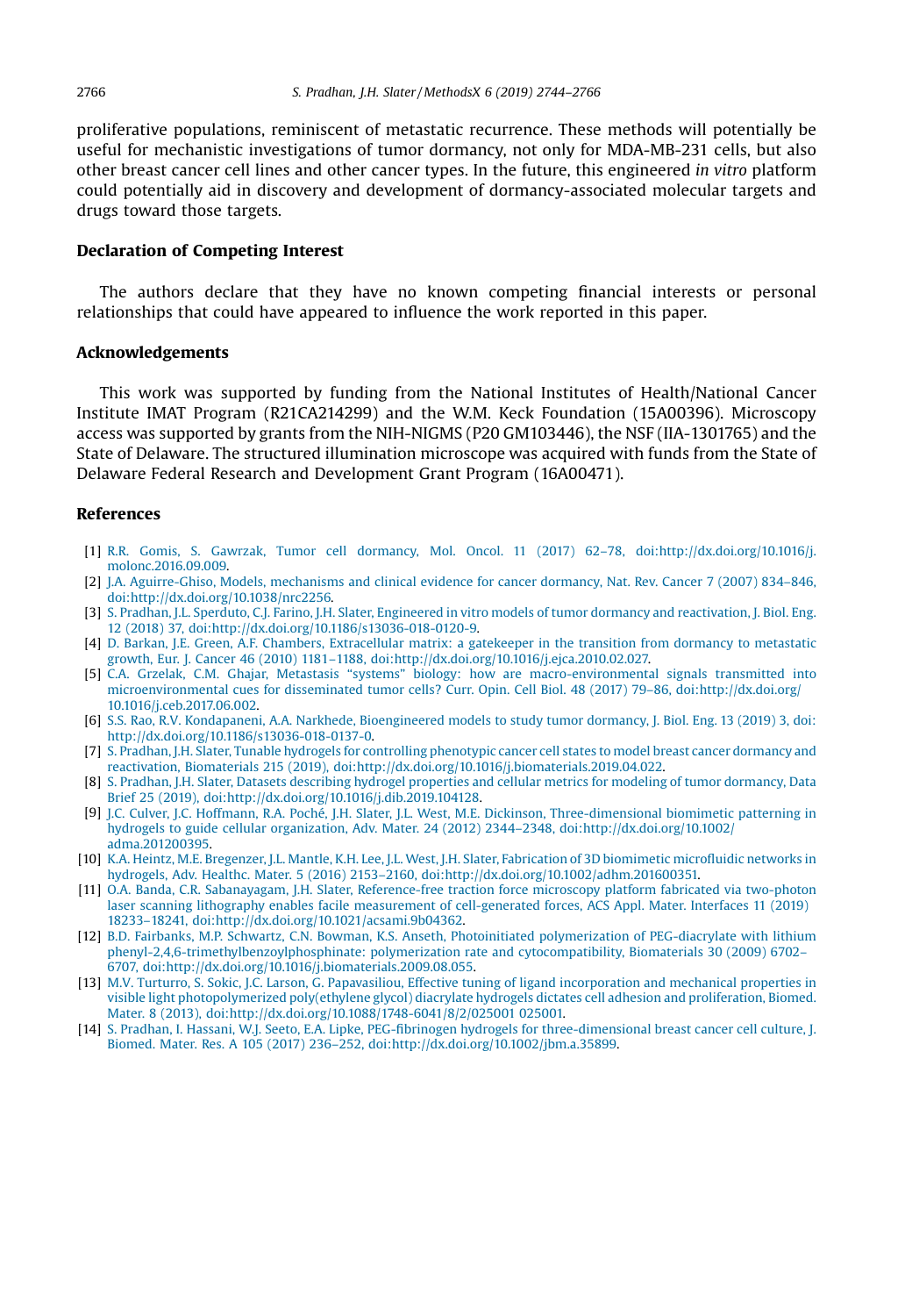proliferative populations, reminiscent of metastatic recurrence. These methods will potentially be useful for mechanistic investigations of tumor dormancy, not only for MDA-MB-231 cells, but also other breast cancer cell lines and other cancer types. In the future, this engineered *in vitro* platform could potentially aid in discovery and development of dormancy-associated molecular targets and drugs toward those targets.

## Declaration of Competing Interest

The authors declare that they have no known competing financial interests or personal relationships that could have appeared to influence the work reported in this paper.

## Acknowledgements

This work was supported by funding from the National Institutes of Health/National Cancer Institute IMAT Program (R21CA214299) and the W.M. Keck Foundation (15A00396). Microscopy access was supported by grants from the NIH-NIGMS (P20 GM103446), the NSF (IIA-1301765) and the State of Delaware. The structured illumination microscope was acquired with funds from the State of Delaware Federal Research and Development Grant Program (16A00471).

## References

[1] R.R. Gomis, S. Gawrzak, Tumor cell dormancy, Mol. Oncol. 11 (2017) 62–78, doi:http://dx.doi.org/10.1016/j.molonc.2016.09.009.

[2] J.A. Aguirre-Ghiso, Models, mechanisms and clinical evidence for cancer dormancy, Nat. Rev. Cancer 7 (2007) 834–846, doi:http://dx.doi.org/10.1038/nrc2256.

[3] S. Pradhan, J.L. Sperduto, C.J. Farino, J.H. Slater, Engineered in vitro models of tumor dormancy and reactivation, J. Biol. Eng. 12 (2018) 37, doi:http://dx.doi.org/10.1186/s13036-018-0120-9.

[4] D. Barkan, J.E. Green, A.F. Chambers, Extracellular matrix: a gatekeeper in the transition from dormancy to metastatic growth, Eur. J. Cancer 46 (2010) 1181–1188, doi:http://dx.doi.org/10.1016/j.ejca.2010.02.027.

[5] C.A. Grzelak, C.M. Ghajar, Metastasis "systems" biology: how are macro-environmental signals transmitted into microenvironmental cues for disseminated tumor cells? Curr. Opin. Cell Biol. 48 (2017) 79–86, doi:http://dx.doi.org/10.1016/j.ceb.2017.06.002.

[6] S.S. Rao, R.V. Kondapaneni, A.A. Narkhede, Bioengineered models to study tumor dormancy, J. Biol. Eng. 13 (2019) 3, doi:http://dx.doi.org/10.1186/s13036-018-0137-0.

[7] S. Pradhan, J.H. Slater, Tunable hydrogels for controlling phenotypic cancer cell states to model breast cancer dormancy and reactivation, Biomaterials 215 (2019), doi:http://dx.doi.org/10.1016/j.biomaterials.2019.04.022.

[8] S. Pradhan, J.H. Slater, Datasets describing hydrogel properties and cellular metrics for modeling of tumor dormancy, Data Brief 25 (2019), doi:http://dx.doi.org/10.1016/j.dib.2019.104128.

[9] J.C. Culver, J.C. Hoffmann, R.A. Poché, J.H. Slater, J.L. West, M.E. Dickinson, Three-dimensional biomimetic patterning in hydrogels to guide cellular organization, Adv. Mater. 24 (2012) 2344–2348, doi:http://dx.doi.org/10.1002/adma.201200395.

[10] K.A. Heintz, M.E. Bregenzer, J.L. Mantle, K.H. Lee, J.L. West, J.H. Slater, Fabrication of 3D biomimetic microfluidic networks in hydrogels, Adv. Healthc. Mater. 5 (2016) 2153–2160, doi:http://dx.doi.org/10.1002/adhm.201600351.

[11] O.A. Banda, C.R. Sabanayagam, J.H. Slater, Reference-free traction force microscopy platform fabricated via two-photon laser scanning lithography enables facile measurement of cell-generated forces, ACS Appl. Mater. Interfaces 11 (2019) 18233–18241, doi:http://dx.doi.org/10.1021/acsami.9b04362.

[12] B.D. Fairbanks, M.P. Schwartz, C.N. Bowman, K.S. Anseth, Photoinitiated polymerization of PEG-diacrylate with lithium phenyl-2,4,6-trimethylbenzoylphosphinate: polymerization rate and cytocompatibility, Biomaterials 30 (2009) 6702–6707, doi:http://dx.doi.org/10.1016/j.biomaterials.2009.08.055.

[13] M.V. Turturro, S. Sokic, J.C. Larson, G. Papavasiliou, Effective tuning of ligand incorporation and mechanical properties in visible light photopolymerized poly(ethylene glycol) diacrylate hydrogels dictates cell adhesion and proliferation, Biomed. Mater. 8 (2013), doi:http://dx.doi.org/10.1088/1748-6041/8/2/025001 025001.

[14] S. Pradhan, I. Hassani, W.J. Seeto, E.A. Lipke, PEG-fibrinogen hydrogels for three-dimensional breast cancer cell culture, J. Biomed. Mater. Res. A 105 (2017) 236–252, doi:http://dx.doi.org/10.1002/jbm.a.35899.